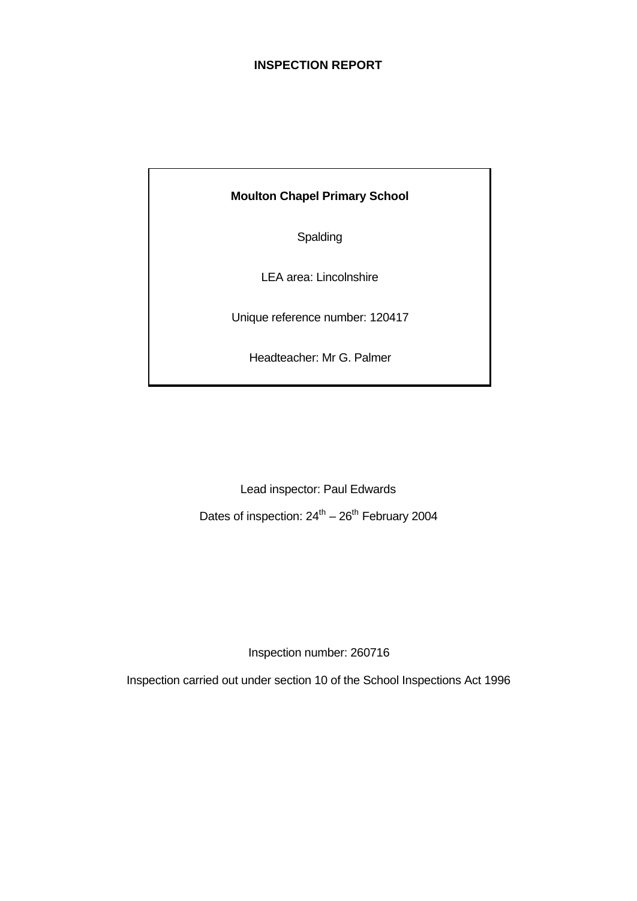# INSPECTION REPORT

**Moulton Chapel Primary School**

Spalding

LEA area: Lincolnshire

Unique reference number: 120417

Headteacher: Mr G. Palmer

Lead inspector: Paul Edwards

Dates of inspection: 24th – 26th February 2004

Inspection number: 260716

Inspection carried out under section 10 of the School Inspections Act 1996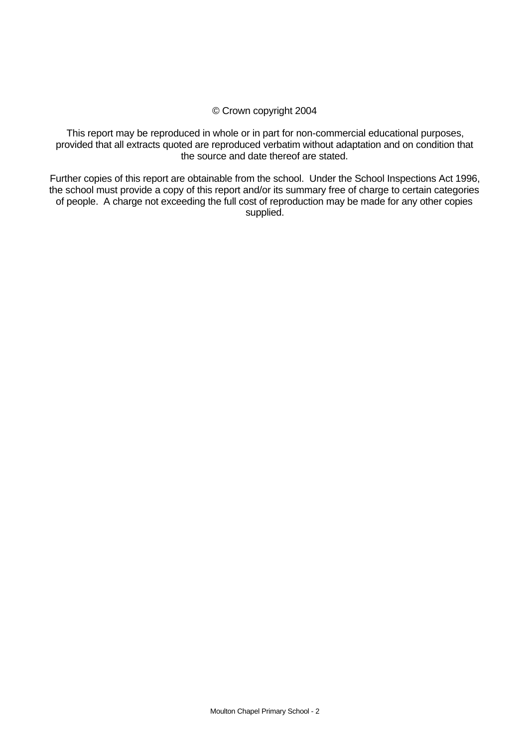© Crown copyright 2004

This report may be reproduced in whole or in part for non-commercial educational purposes, provided that all extracts quoted are reproduced verbatim without adaptation and on condition that the source and date thereof are stated.

Further copies of this report are obtainable from the school. Under the School Inspections Act 1996, the school must provide a copy of this report and/or its summary free of charge to certain categories of people. A charge not exceeding the full cost of reproduction may be made for any other copies supplied.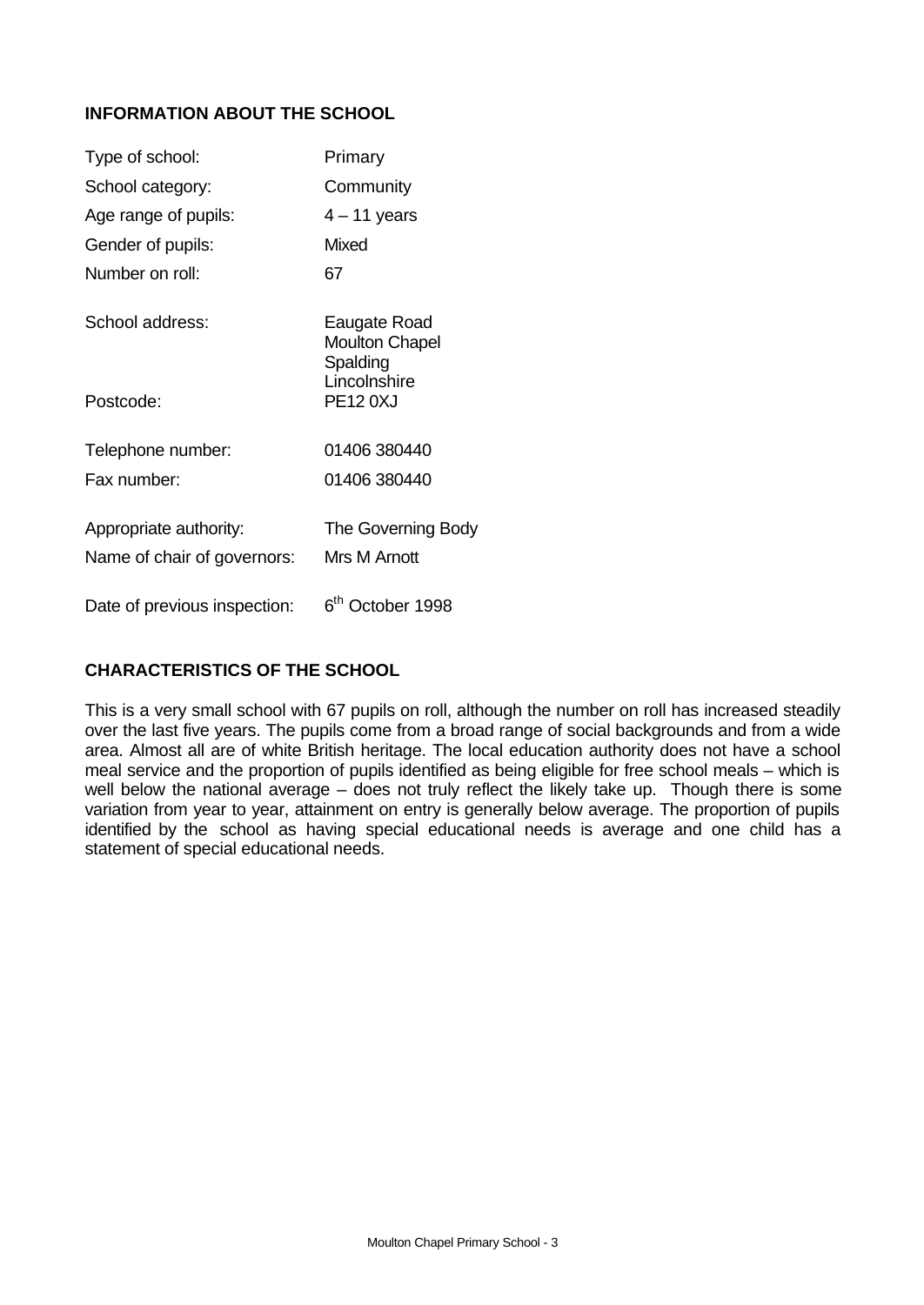## INFORMATION ABOUT THE SCHOOL

| | |
|---|---|
| Type of school: | Primary |
| School category: | Community |
| Age range of pupils: | 4 – 11 years |
| Gender of pupils: | Mixed |
| Number on roll: | 67 |
| School address: | Eaugate Road<br>Moulton Chapel<br>Spalding<br>Lincolnshire |
| Postcode: | PE12 0XJ |
| Telephone number: | 01406 380440 |
| Fax number: | 01406 380440 |
| Appropriate authority: | The Governing Body |
| Name of chair of governors: | Mrs M Arnott |
| Date of previous inspection: | 6th October 1998 |

## CHARACTERISTICS OF THE SCHOOL

This is a very small school with 67 pupils on roll, although the number on roll has increased steadily over the last five years. The pupils come from a broad range of social backgrounds and from a wide area. Almost all are of white British heritage. The local education authority does not have a school meal service and the proportion of pupils identified as being eligible for free school meals – which is well below the national average – does not truly reflect the likely take up. Though there is some variation from year to year, attainment on entry is generally below average. The proportion of pupils identified by the school as having special educational needs is average and one child has a statement of special educational needs.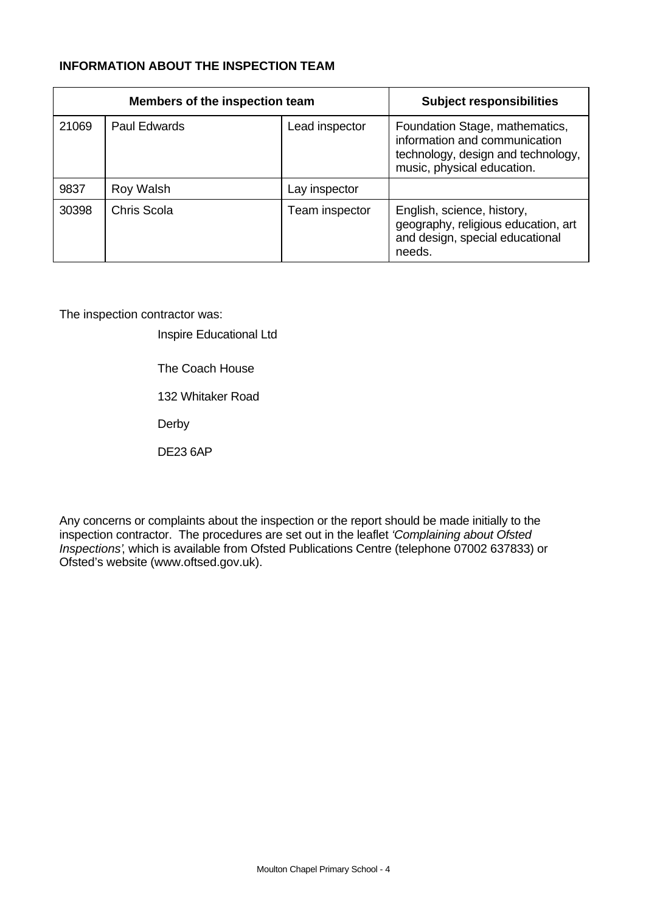**INFORMATION ABOUT THE INSPECTION TEAM**

| Members of the inspection team | | | Subject responsibilities |
|---|---|---|---|
| 21069 | Paul Edwards | Lead inspector | Foundation Stage, mathematics, information and communication technology, design and technology, music, physical education. |
| 9837 | Roy Walsh | Lay inspector | |
| 30398 | Chris Scola | Team inspector | English, science, history, geography, religious education, art and design, special educational needs. |

The inspection contractor was:

Inspire Educational Ltd

The Coach House

132 Whitaker Road

Derby

DE23 6AP

Any concerns or complaints about the inspection or the report should be made initially to the inspection contractor. The procedures are set out in the leaflet *'Complaining about Ofsted Inspections'*, which is available from Ofsted Publications Centre (telephone 07002 637833) or Ofsted's website (www.oftsed.gov.uk).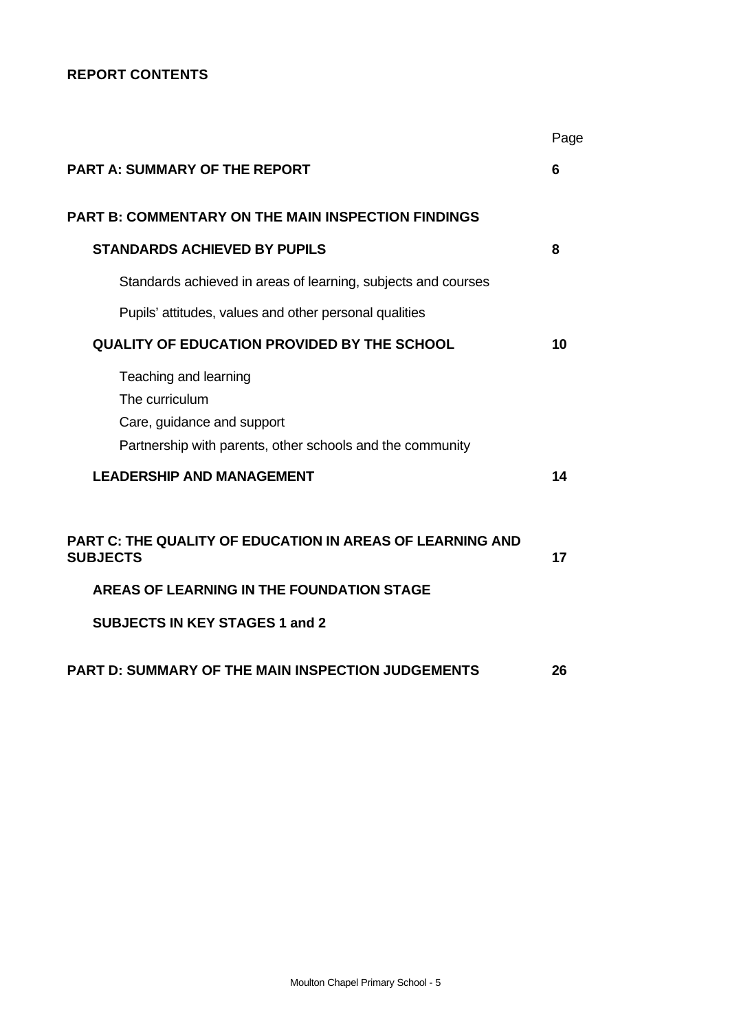**REPORT CONTENTS**

| | Page |
|---|---|
| **PART A: SUMMARY OF THE REPORT** | **6** |
| **PART B: COMMENTARY ON THE MAIN INSPECTION FINDINGS** | |
| **STANDARDS ACHIEVED BY PUPILS** | **8** |
| Standards achieved in areas of learning, subjects and courses | |
| Pupils' attitudes, values and other personal qualities | |
| **QUALITY OF EDUCATION PROVIDED BY THE SCHOOL** | **10** |
| Teaching and learning | |
| The curriculum | |
| Care, guidance and support | |
| Partnership with parents, other schools and the community | |
| **LEADERSHIP AND MANAGEMENT** | **14** |
| **PART C: THE QUALITY OF EDUCATION IN AREAS OF LEARNING AND SUBJECTS** | **17** |
| **AREAS OF LEARNING IN THE FOUNDATION STAGE** | |
| **SUBJECTS IN KEY STAGES 1 and 2** | |
| **PART D: SUMMARY OF THE MAIN INSPECTION JUDGEMENTS** | **26** |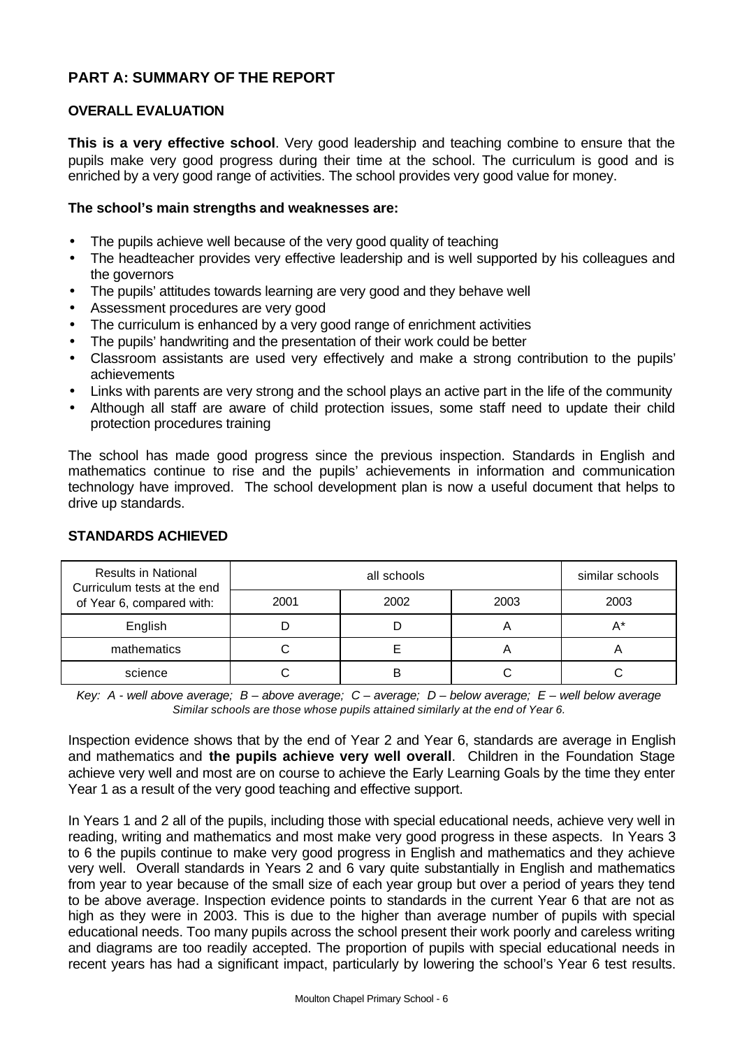## PART A: SUMMARY OF THE REPORT

### OVERALL EVALUATION

**This is a very effective school**. Very good leadership and teaching combine to ensure that the pupils make very good progress during their time at the school. The curriculum is good and is enriched by a very good range of activities. The school provides very good value for money.

**The school's main strengths and weaknesses are:**

- The pupils achieve well because of the very good quality of teaching
- The headteacher provides very effective leadership and is well supported by his colleagues and the governors
- The pupils' attitudes towards learning are very good and they behave well
- Assessment procedures are very good
- The curriculum is enhanced by a very good range of enrichment activities
- The pupils' handwriting and the presentation of their work could be better
- Classroom assistants are used very effectively and make a strong contribution to the pupils' achievements
- Links with parents are very strong and the school plays an active part in the life of the community
- Although all staff are aware of child protection issues, some staff need to update their child protection procedures training

The school has made good progress since the previous inspection. Standards in English and mathematics continue to rise and the pupils' achievements in information and communication technology have improved. The school development plan is now a useful document that helps to drive up standards.

### STANDARDS ACHIEVED

| Results in National Curriculum tests at the end of Year 6, compared with: | all schools | | | similar schools |
|---|---|---|---|---|
| | 2001 | 2002 | 2003 | 2003 |
| English | D | D | A | A* |
| mathematics | C | E | A | A |
| science | C | B | C | C |

*Key: A - well above average; B – above average; C – average; D – below average; E – well below average*
*Similar schools are those whose pupils attained similarly at the end of Year 6.*

Inspection evidence shows that by the end of Year 2 and Year 6, standards are average in English and mathematics and **the pupils achieve very well overall**. Children in the Foundation Stage achieve very well and most are on course to achieve the Early Learning Goals by the time they enter Year 1 as a result of the very good teaching and effective support.

In Years 1 and 2 all of the pupils, including those with special educational needs, achieve very well in reading, writing and mathematics and most make very good progress in these aspects. In Years 3 to 6 the pupils continue to make very good progress in English and mathematics and they achieve very well. Overall standards in Years 2 and 6 vary quite substantially in English and mathematics from year to year because of the small size of each year group but over a period of years they tend to be above average. Inspection evidence points to standards in the current Year 6 that are not as high as they were in 2003. This is due to the higher than average number of pupils with special educational needs. Too many pupils across the school present their work poorly and careless writing and diagrams are too readily accepted. The proportion of pupils with special educational needs in recent years has had a significant impact, particularly by lowering the school's Year 6 test results.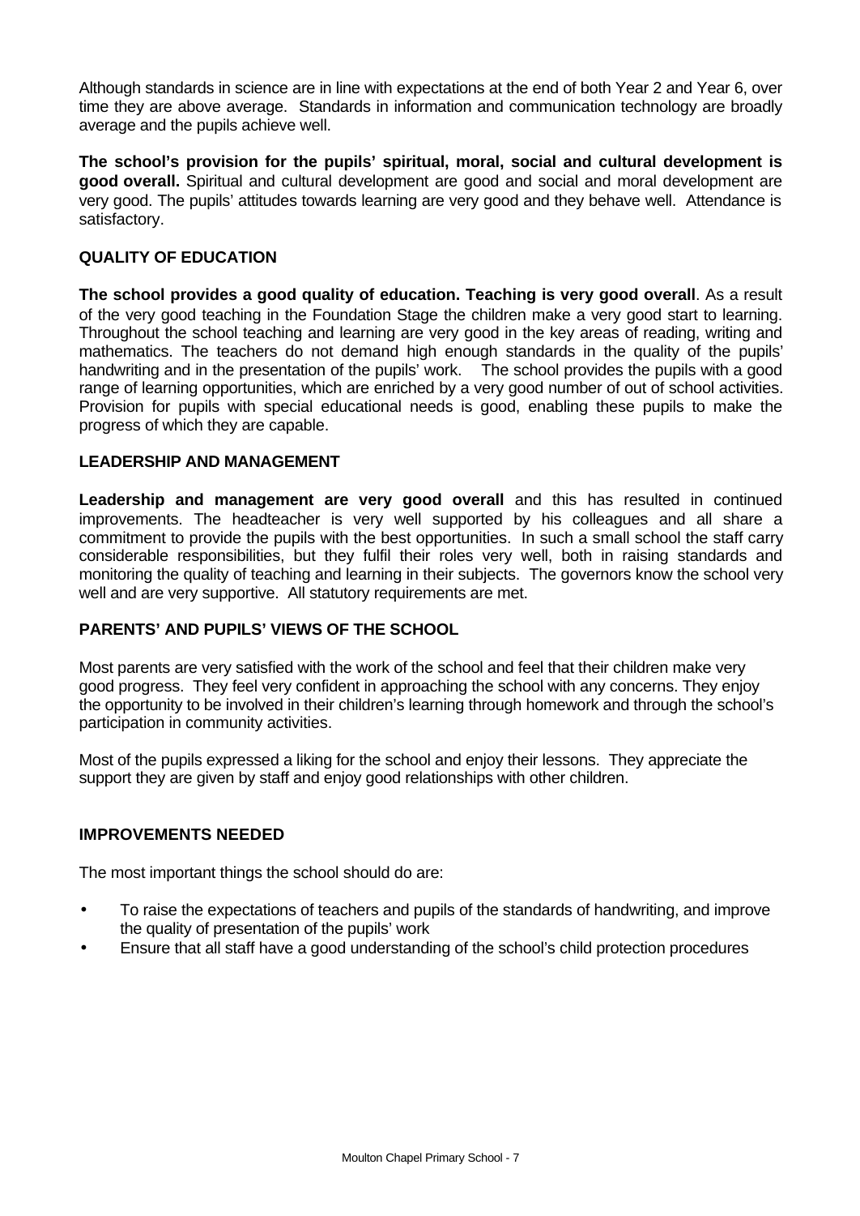Although standards in science are in line with expectations at the end of both Year 2 and Year 6, over time they are above average. Standards in information and communication technology are broadly average and the pupils achieve well.

**The school's provision for the pupils' spiritual, moral, social and cultural development is good overall.** Spiritual and cultural development are good and social and moral development are very good. The pupils' attitudes towards learning are very good and they behave well. Attendance is satisfactory.

## QUALITY OF EDUCATION

**The school provides a good quality of education. Teaching is very good overall**. As a result of the very good teaching in the Foundation Stage the children make a very good start to learning. Throughout the school teaching and learning are very good in the key areas of reading, writing and mathematics. The teachers do not demand high enough standards in the quality of the pupils' handwriting and in the presentation of the pupils' work. The school provides the pupils with a good range of learning opportunities, which are enriched by a very good number of out of school activities. Provision for pupils with special educational needs is good, enabling these pupils to make the progress of which they are capable.

## LEADERSHIP AND MANAGEMENT

**Leadership and management are very good overall** and this has resulted in continued improvements. The headteacher is very well supported by his colleagues and all share a commitment to provide the pupils with the best opportunities. In such a small school the staff carry considerable responsibilities, but they fulfil their roles very well, both in raising standards and monitoring the quality of teaching and learning in their subjects. The governors know the school very well and are very supportive. All statutory requirements are met.

## PARENTS' AND PUPILS' VIEWS OF THE SCHOOL

Most parents are very satisfied with the work of the school and feel that their children make very good progress. They feel very confident in approaching the school with any concerns. They enjoy the opportunity to be involved in their children's learning through homework and through the school's participation in community activities.

Most of the pupils expressed a liking for the school and enjoy their lessons. They appreciate the support they are given by staff and enjoy good relationships with other children.

## IMPROVEMENTS NEEDED

The most important things the school should do are:

- To raise the expectations of teachers and pupils of the standards of handwriting, and improve the quality of presentation of the pupils' work
- Ensure that all staff have a good understanding of the school's child protection procedures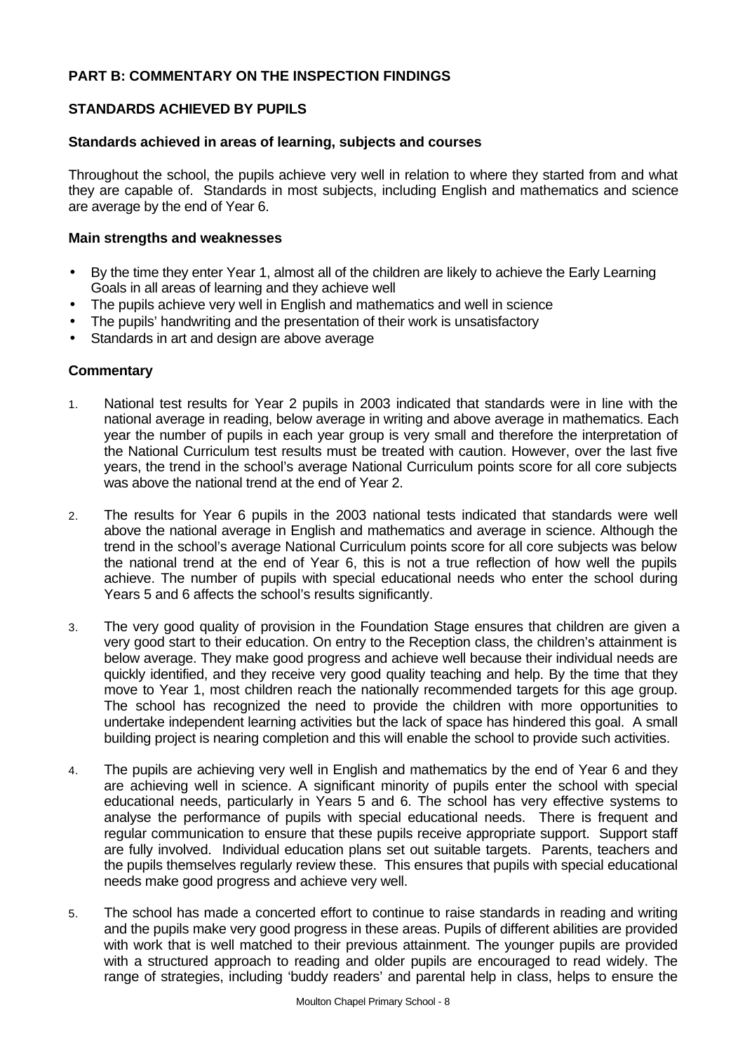## PART B: COMMENTARY ON THE INSPECTION FINDINGS

### STANDARDS ACHIEVED BY PUPILS

#### Standards achieved in areas of learning, subjects and courses

Throughout the school, the pupils achieve very well in relation to where they started from and what they are capable of. Standards in most subjects, including English and mathematics and science are average by the end of Year 6.

#### Main strengths and weaknesses

- By the time they enter Year 1, almost all of the children are likely to achieve the Early Learning Goals in all areas of learning and they achieve well
- The pupils achieve very well in English and mathematics and well in science
- The pupils' handwriting and the presentation of their work is unsatisfactory
- Standards in art and design are above average

#### Commentary

1. National test results for Year 2 pupils in 2003 indicated that standards were in line with the national average in reading, below average in writing and above average in mathematics. Each year the number of pupils in each year group is very small and therefore the interpretation of the National Curriculum test results must be treated with caution. However, over the last five years, the trend in the school's average National Curriculum points score for all core subjects was above the national trend at the end of Year 2.

2. The results for Year 6 pupils in the 2003 national tests indicated that standards were well above the national average in English and mathematics and average in science. Although the trend in the school's average National Curriculum points score for all core subjects was below the national trend at the end of Year 6, this is not a true reflection of how well the pupils achieve. The number of pupils with special educational needs who enter the school during Years 5 and 6 affects the school's results significantly.

3. The very good quality of provision in the Foundation Stage ensures that children are given a very good start to their education. On entry to the Reception class, the children's attainment is below average. They make good progress and achieve well because their individual needs are quickly identified, and they receive very good quality teaching and help. By the time that they move to Year 1, most children reach the nationally recommended targets for this age group. The school has recognized the need to provide the children with more opportunities to undertake independent learning activities but the lack of space has hindered this goal. A small building project is nearing completion and this will enable the school to provide such activities.

4. The pupils are achieving very well in English and mathematics by the end of Year 6 and they are achieving well in science. A significant minority of pupils enter the school with special educational needs, particularly in Years 5 and 6. The school has very effective systems to analyse the performance of pupils with special educational needs. There is frequent and regular communication to ensure that these pupils receive appropriate support. Support staff are fully involved. Individual education plans set out suitable targets. Parents, teachers and the pupils themselves regularly review these. This ensures that pupils with special educational needs make good progress and achieve very well.

5. The school has made a concerted effort to continue to raise standards in reading and writing and the pupils make very good progress in these areas. Pupils of different abilities are provided with work that is well matched to their previous attainment. The younger pupils are provided with a structured approach to reading and older pupils are encouraged to read widely. The range of strategies, including 'buddy readers' and parental help in class, helps to ensure the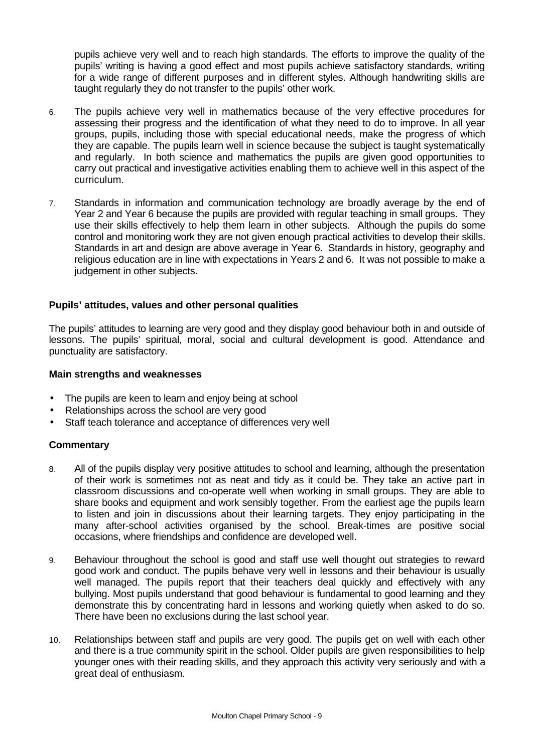pupils achieve very well and to reach high standards. The efforts to improve the quality of the pupils' writing is having a good effect and most pupils achieve satisfactory standards, writing for a wide range of different purposes and in different styles. Although handwriting skills are taught regularly they do not transfer to the pupils' other work.

6. The pupils achieve very well in mathematics because of the very effective procedures for assessing their progress and the identification of what they need to do to improve. In all year groups, pupils, including those with special educational needs, make the progress of which they are capable. The pupils learn well in science because the subject is taught systematically and regularly. In both science and mathematics the pupils are given good opportunities to carry out practical and investigative activities enabling them to achieve well in this aspect of the curriculum.

7. Standards in information and communication technology are broadly average by the end of Year 2 and Year 6 because the pupils are provided with regular teaching in small groups. They use their skills effectively to help them learn in other subjects. Although the pupils do some control and monitoring work they are not given enough practical activities to develop their skills. Standards in art and design are above average in Year 6. Standards in history, geography and religious education are in line with expectations in Years 2 and 6. It was not possible to make a judgement in other subjects.

### Pupils' attitudes, values and other personal qualities

The pupils' attitudes to learning are very good and they display good behaviour both in and outside of lessons. The pupils' spiritual, moral, social and cultural development is good. Attendance and punctuality are satisfactory.

#### Main strengths and weaknesses

- The pupils are keen to learn and enjoy being at school
- Relationships across the school are very good
- Staff teach tolerance and acceptance of differences very well

#### Commentary

8. All of the pupils display very positive attitudes to school and learning, although the presentation of their work is sometimes not as neat and tidy as it could be. They take an active part in classroom discussions and co-operate well when working in small groups. They are able to share books and equipment and work sensibly together. From the earliest age the pupils learn to listen and join in discussions about their learning targets. They enjoy participating in the many after-school activities organised by the school. Break-times are positive social occasions, where friendships and confidence are developed well.

9. Behaviour throughout the school is good and staff use well thought out strategies to reward good work and conduct. The pupils behave very well in lessons and their behaviour is usually well managed. The pupils report that their teachers deal quickly and effectively with any bullying. Most pupils understand that good behaviour is fundamental to good learning and they demonstrate this by concentrating hard in lessons and working quietly when asked to do so. There have been no exclusions during the last school year.

10. Relationships between staff and pupils are very good. The pupils get on well with each other and there is a true community spirit in the school. Older pupils are given responsibilities to help younger ones with their reading skills, and they approach this activity very seriously and with a great deal of enthusiasm.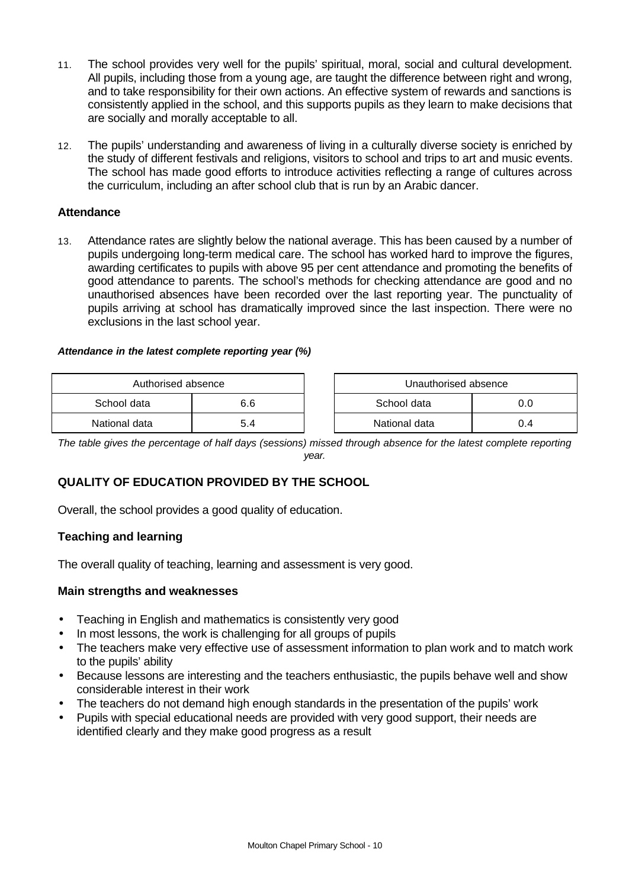11. The school provides very well for the pupils' spiritual, moral, social and cultural development. All pupils, including those from a young age, are taught the difference between right and wrong, and to take responsibility for their own actions. An effective system of rewards and sanctions is consistently applied in the school, and this supports pupils as they learn to make decisions that are socially and morally acceptable to all.

12. The pupils' understanding and awareness of living in a culturally diverse society is enriched by the study of different festivals and religions, visitors to school and trips to art and music events. The school has made good efforts to introduce activities reflecting a range of cultures across the curriculum, including an after school club that is run by an Arabic dancer.

### Attendance

13. Attendance rates are slightly below the national average. This has been caused by a number of pupils undergoing long-term medical care. The school has worked hard to improve the figures, awarding certificates to pupils with above 95 per cent attendance and promoting the benefits of good attendance to parents. The school's methods for checking attendance are good and no unauthorised absences have been recorded over the last reporting year. The punctuality of pupils arriving at school has dramatically improved since the last inspection. There were no exclusions in the last school year.

***Attendance in the latest complete reporting year (%)***

| Authorised absence | |
|---|---|
| School data | 6.6 |
| National data | 5.4 |

| Unauthorised absence | |
|---|---|
| School data | 0.0 |
| National data | 0.4 |

*The table gives the percentage of half days (sessions) missed through absence for the latest complete reporting year.*

## QUALITY OF EDUCATION PROVIDED BY THE SCHOOL

Overall, the school provides a good quality of education.

### Teaching and learning

The overall quality of teaching, learning and assessment is very good.

### Main strengths and weaknesses

- Teaching in English and mathematics is consistently very good
- In most lessons, the work is challenging for all groups of pupils
- The teachers make very effective use of assessment information to plan work and to match work to the pupils' ability
- Because lessons are interesting and the teachers enthusiastic, the pupils behave well and show considerable interest in their work
- The teachers do not demand high enough standards in the presentation of the pupils' work
- Pupils with special educational needs are provided with very good support, their needs are identified clearly and they make good progress as a result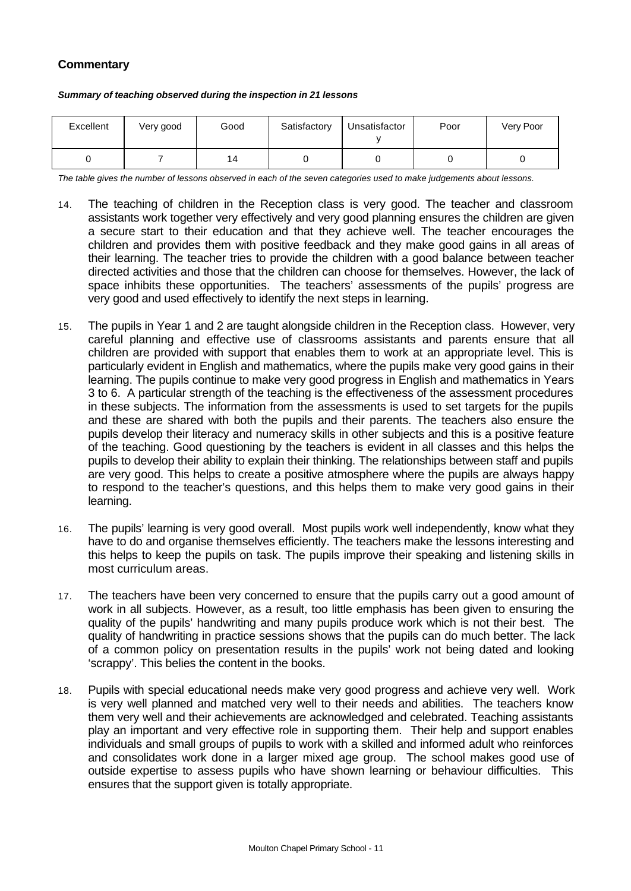## Commentary

***Summary of teaching observed during the inspection in 21 lessons***

| Excellent | Very good | Good | Satisfactory | Unsatisfactory | Poor | Very Poor |
|---|---|---|---|---|---|---|
| 0 | 7 | 14 | 0 | 0 | 0 | 0 |

*The table gives the number of lessons observed in each of the seven categories used to make judgements about lessons.*

14. The teaching of children in the Reception class is very good. The teacher and classroom assistants work together very effectively and very good planning ensures the children are given a secure start to their education and that they achieve well. The teacher encourages the children and provides them with positive feedback and they make good gains in all areas of their learning. The teacher tries to provide the children with a good balance between teacher directed activities and those that the children can choose for themselves. However, the lack of space inhibits these opportunities. The teachers' assessments of the pupils' progress are very good and used effectively to identify the next steps in learning.

15. The pupils in Year 1 and 2 are taught alongside children in the Reception class. However, very careful planning and effective use of classrooms assistants and parents ensure that all children are provided with support that enables them to work at an appropriate level. This is particularly evident in English and mathematics, where the pupils make very good gains in their learning. The pupils continue to make very good progress in English and mathematics in Years 3 to 6. A particular strength of the teaching is the effectiveness of the assessment procedures in these subjects. The information from the assessments is used to set targets for the pupils and these are shared with both the pupils and their parents. The teachers also ensure the pupils develop their literacy and numeracy skills in other subjects and this is a positive feature of the teaching. Good questioning by the teachers is evident in all classes and this helps the pupils to develop their ability to explain their thinking. The relationships between staff and pupils are very good. This helps to create a positive atmosphere where the pupils are always happy to respond to the teacher's questions, and this helps them to make very good gains in their learning.

16. The pupils' learning is very good overall. Most pupils work well independently, know what they have to do and organise themselves efficiently. The teachers make the lessons interesting and this helps to keep the pupils on task. The pupils improve their speaking and listening skills in most curriculum areas.

17. The teachers have been very concerned to ensure that the pupils carry out a good amount of work in all subjects. However, as a result, too little emphasis has been given to ensuring the quality of the pupils' handwriting and many pupils produce work which is not their best. The quality of handwriting in practice sessions shows that the pupils can do much better. The lack of a common policy on presentation results in the pupils' work not being dated and looking 'scrappy'. This belies the content in the books.

18. Pupils with special educational needs make very good progress and achieve very well. Work is very well planned and matched very well to their needs and abilities. The teachers know them very well and their achievements are acknowledged and celebrated. Teaching assistants play an important and very effective role in supporting them. Their help and support enables individuals and small groups of pupils to work with a skilled and informed adult who reinforces and consolidates work done in a larger mixed age group. The school makes good use of outside expertise to assess pupils who have shown learning or behaviour difficulties. This ensures that the support given is totally appropriate.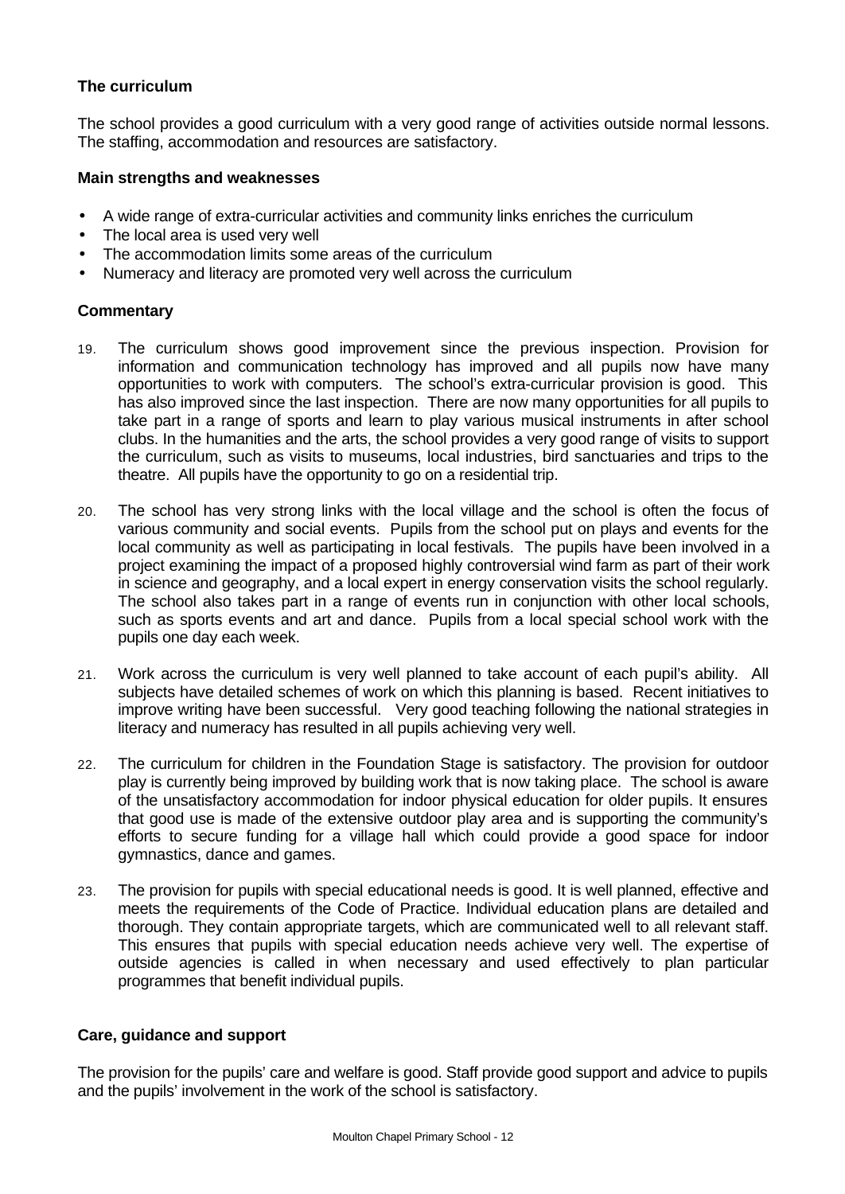### The curriculum

The school provides a good curriculum with a very good range of activities outside normal lessons. The staffing, accommodation and resources are satisfactory.

#### Main strengths and weaknesses

- A wide range of extra-curricular activities and community links enriches the curriculum
- The local area is used very well
- The accommodation limits some areas of the curriculum
- Numeracy and literacy are promoted very well across the curriculum

#### Commentary

19. The curriculum shows good improvement since the previous inspection. Provision for information and communication technology has improved and all pupils now have many opportunities to work with computers. The school's extra-curricular provision is good. This has also improved since the last inspection. There are now many opportunities for all pupils to take part in a range of sports and learn to play various musical instruments in after school clubs. In the humanities and the arts, the school provides a very good range of visits to support the curriculum, such as visits to museums, local industries, bird sanctuaries and trips to the theatre. All pupils have the opportunity to go on a residential trip.

20. The school has very strong links with the local village and the school is often the focus of various community and social events. Pupils from the school put on plays and events for the local community as well as participating in local festivals. The pupils have been involved in a project examining the impact of a proposed highly controversial wind farm as part of their work in science and geography, and a local expert in energy conservation visits the school regularly. The school also takes part in a range of events run in conjunction with other local schools, such as sports events and art and dance. Pupils from a local special school work with the pupils one day each week.

21. Work across the curriculum is very well planned to take account of each pupil's ability. All subjects have detailed schemes of work on which this planning is based. Recent initiatives to improve writing have been successful. Very good teaching following the national strategies in literacy and numeracy has resulted in all pupils achieving very well.

22. The curriculum for children in the Foundation Stage is satisfactory. The provision for outdoor play is currently being improved by building work that is now taking place. The school is aware of the unsatisfactory accommodation for indoor physical education for older pupils. It ensures that good use is made of the extensive outdoor play area and is supporting the community's efforts to secure funding for a village hall which could provide a good space for indoor gymnastics, dance and games.

23. The provision for pupils with special educational needs is good. It is well planned, effective and meets the requirements of the Code of Practice. Individual education plans are detailed and thorough. They contain appropriate targets, which are communicated well to all relevant staff. This ensures that pupils with special education needs achieve very well. The expertise of outside agencies is called in when necessary and used effectively to plan particular programmes that benefit individual pupils.

### Care, guidance and support

The provision for the pupils' care and welfare is good. Staff provide good support and advice to pupils and the pupils' involvement in the work of the school is satisfactory.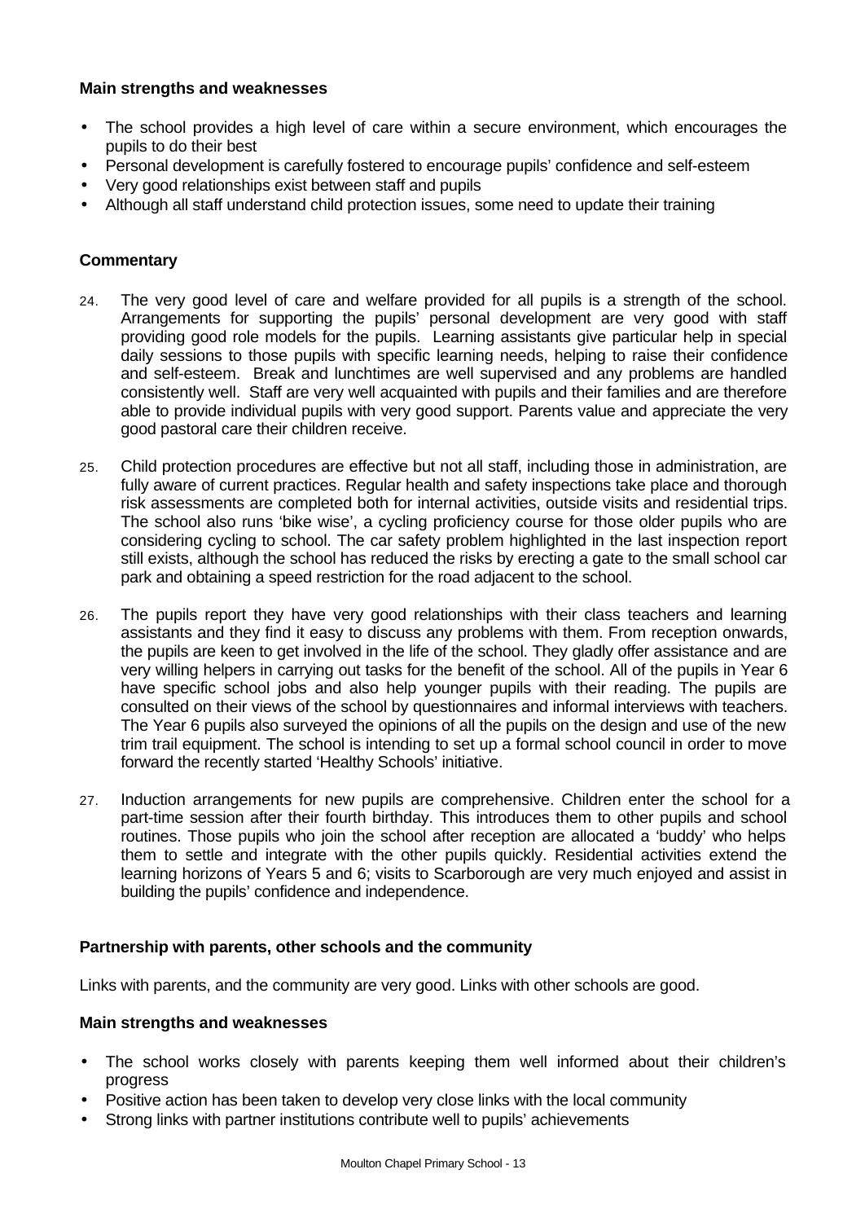### Main strengths and weaknesses

- The school provides a high level of care within a secure environment, which encourages the pupils to do their best
- Personal development is carefully fostered to encourage pupils' confidence and self-esteem
- Very good relationships exist between staff and pupils
- Although all staff understand child protection issues, some need to update their training

### Commentary

24. The very good level of care and welfare provided for all pupils is a strength of the school. Arrangements for supporting the pupils' personal development are very good with staff providing good role models for the pupils. Learning assistants give particular help in special daily sessions to those pupils with specific learning needs, helping to raise their confidence and self-esteem. Break and lunchtimes are well supervised and any problems are handled consistently well. Staff are very well acquainted with pupils and their families and are therefore able to provide individual pupils with very good support. Parents value and appreciate the very good pastoral care their children receive.

25. Child protection procedures are effective but not all staff, including those in administration, are fully aware of current practices. Regular health and safety inspections take place and thorough risk assessments are completed both for internal activities, outside visits and residential trips. The school also runs 'bike wise', a cycling proficiency course for those older pupils who are considering cycling to school. The car safety problem highlighted in the last inspection report still exists, although the school has reduced the risks by erecting a gate to the small school car park and obtaining a speed restriction for the road adjacent to the school.

26. The pupils report they have very good relationships with their class teachers and learning assistants and they find it easy to discuss any problems with them. From reception onwards, the pupils are keen to get involved in the life of the school. They gladly offer assistance and are very willing helpers in carrying out tasks for the benefit of the school. All of the pupils in Year 6 have specific school jobs and also help younger pupils with their reading. The pupils are consulted on their views of the school by questionnaires and informal interviews with teachers. The Year 6 pupils also surveyed the opinions of all the pupils on the design and use of the new trim trail equipment. The school is intending to set up a formal school council in order to move forward the recently started 'Healthy Schools' initiative.

27. Induction arrangements for new pupils are comprehensive. Children enter the school for a part-time session after their fourth birthday. This introduces them to other pupils and school routines. Those pupils who join the school after reception are allocated a 'buddy' who helps them to settle and integrate with the other pupils quickly. Residential activities extend the learning horizons of Years 5 and 6; visits to Scarborough are very much enjoyed and assist in building the pupils' confidence and independence.

### Partnership with parents, other schools and the community

Links with parents, and the community are very good. Links with other schools are good.

### Main strengths and weaknesses

- The school works closely with parents keeping them well informed about their children's progress
- Positive action has been taken to develop very close links with the local community
- Strong links with partner institutions contribute well to pupils' achievements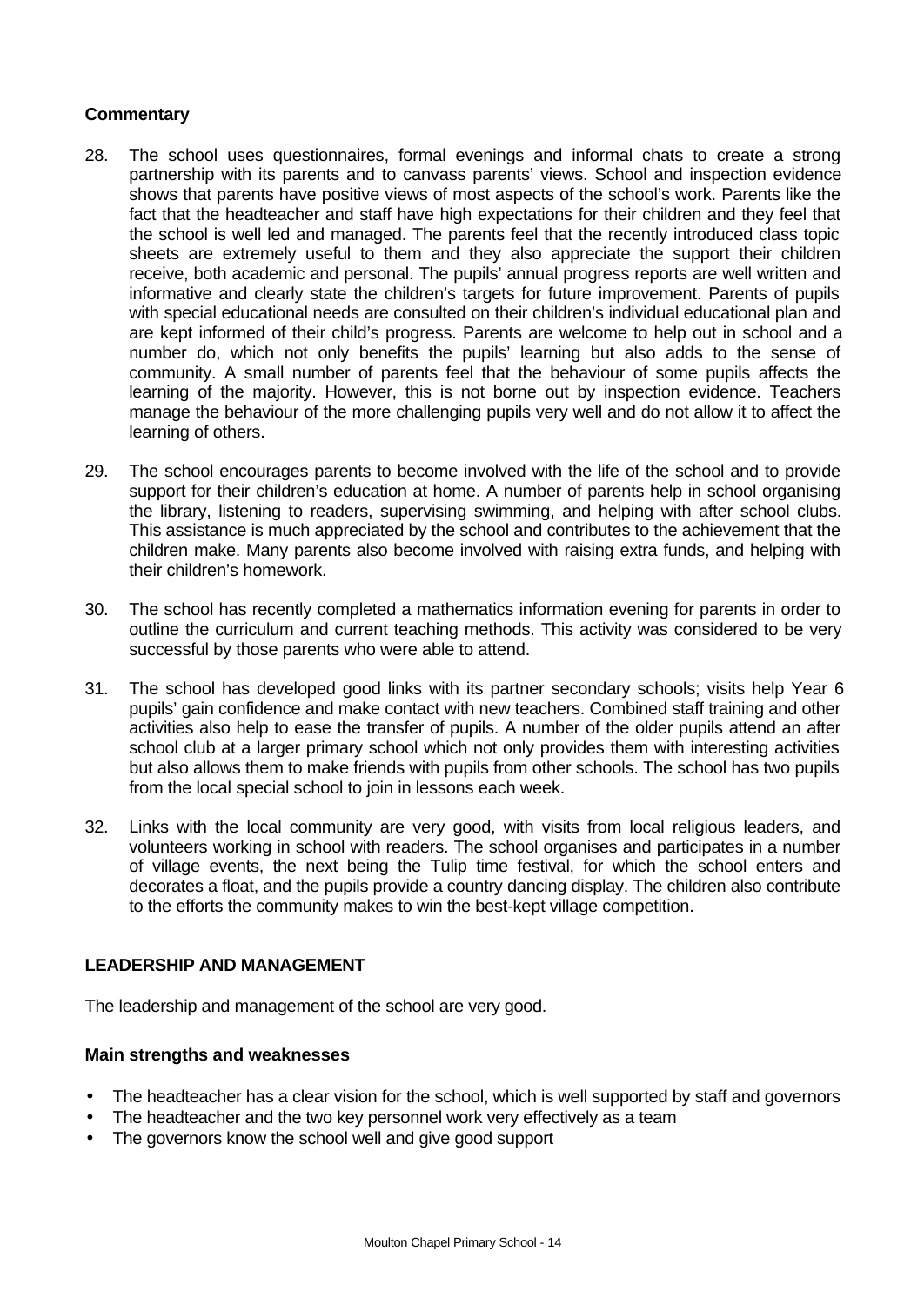**Commentary**

28. The school uses questionnaires, formal evenings and informal chats to create a strong partnership with its parents and to canvass parents' views. School and inspection evidence shows that parents have positive views of most aspects of the school's work. Parents like the fact that the headteacher and staff have high expectations for their children and they feel that the school is well led and managed. The parents feel that the recently introduced class topic sheets are extremely useful to them and they also appreciate the support their children receive, both academic and personal. The pupils' annual progress reports are well written and informative and clearly state the children's targets for future improvement. Parents of pupils with special educational needs are consulted on their children's individual educational plan and are kept informed of their child's progress. Parents are welcome to help out in school and a number do, which not only benefits the pupils' learning but also adds to the sense of community. A small number of parents feel that the behaviour of some pupils affects the learning of the majority. However, this is not borne out by inspection evidence. Teachers manage the behaviour of the more challenging pupils very well and do not allow it to affect the learning of others.

29. The school encourages parents to become involved with the life of the school and to provide support for their children's education at home. A number of parents help in school organising the library, listening to readers, supervising swimming, and helping with after school clubs. This assistance is much appreciated by the school and contributes to the achievement that the children make. Many parents also become involved with raising extra funds, and helping with their children's homework.

30. The school has recently completed a mathematics information evening for parents in order to outline the curriculum and current teaching methods. This activity was considered to be very successful by those parents who were able to attend.

31. The school has developed good links with its partner secondary schools; visits help Year 6 pupils' gain confidence and make contact with new teachers. Combined staff training and other activities also help to ease the transfer of pupils. A number of the older pupils attend an after school club at a larger primary school which not only provides them with interesting activities but also allows them to make friends with pupils from other schools. The school has two pupils from the local special school to join in lessons each week.

32. Links with the local community are very good, with visits from local religious leaders, and volunteers working in school with readers. The school organises and participates in a number of village events, the next being the Tulip time festival, for which the school enters and decorates a float, and the pupils provide a country dancing display. The children also contribute to the efforts the community makes to win the best-kept village competition.

## LEADERSHIP AND MANAGEMENT

The leadership and management of the school are very good.

**Main strengths and weaknesses**

- The headteacher has a clear vision for the school, which is well supported by staff and governors
- The headteacher and the two key personnel work very effectively as a team
- The governors know the school well and give good support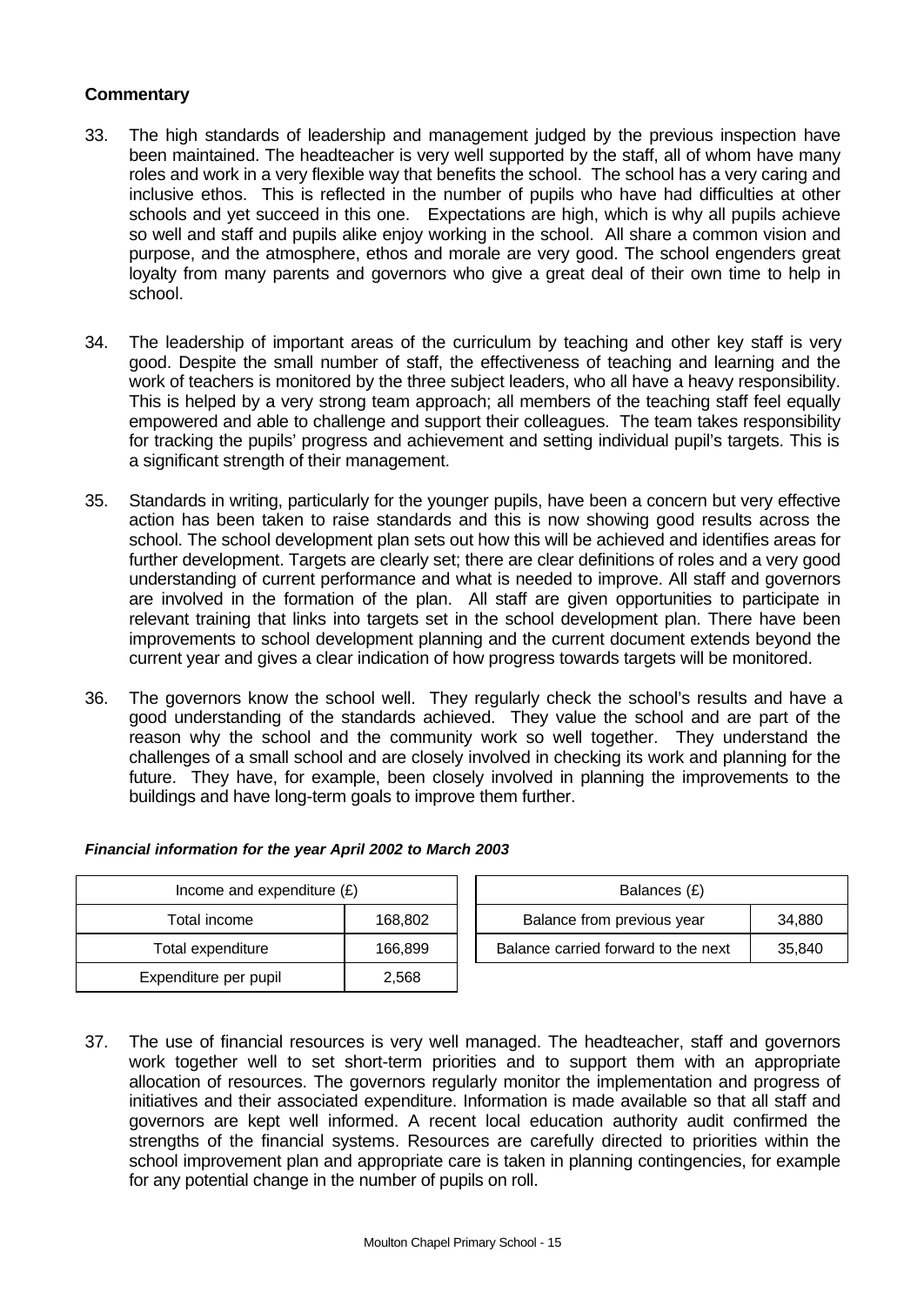**Commentary**

33. The high standards of leadership and management judged by the previous inspection have been maintained. The headteacher is very well supported by the staff, all of whom have many roles and work in a very flexible way that benefits the school. The school has a very caring and inclusive ethos. This is reflected in the number of pupils who have had difficulties at other schools and yet succeed in this one. Expectations are high, which is why all pupils achieve so well and staff and pupils alike enjoy working in the school. All share a common vision and purpose, and the atmosphere, ethos and morale are very good. The school engenders great loyalty from many parents and governors who give a great deal of their own time to help in school.

34. The leadership of important areas of the curriculum by teaching and other key staff is very good. Despite the small number of staff, the effectiveness of teaching and learning and the work of teachers is monitored by the three subject leaders, who all have a heavy responsibility. This is helped by a very strong team approach; all members of the teaching staff feel equally empowered and able to challenge and support their colleagues. The team takes responsibility for tracking the pupils' progress and achievement and setting individual pupil's targets. This is a significant strength of their management.

35. Standards in writing, particularly for the younger pupils, have been a concern but very effective action has been taken to raise standards and this is now showing good results across the school. The school development plan sets out how this will be achieved and identifies areas for further development. Targets are clearly set; there are clear definitions of roles and a very good understanding of current performance and what is needed to improve. All staff and governors are involved in the formation of the plan. All staff are given opportunities to participate in relevant training that links into targets set in the school development plan. There have been improvements to school development planning and the current document extends beyond the current year and gives a clear indication of how progress towards targets will be monitored.

36. The governors know the school well. They regularly check the school's results and have a good understanding of the standards achieved. They value the school and are part of the reason why the school and the community work so well together. They understand the challenges of a small school and are closely involved in checking its work and planning for the future. They have, for example, been closely involved in planning the improvements to the buildings and have long-term goals to improve them further.

***Financial information for the year April 2002 to March 2003***

| Income and expenditure (£) | |
|---|---|
| Total income | 168,802 |
| Total expenditure | 166,899 |
| Expenditure per pupil | 2,568 |

| Balances (£) | |
|---|---|
| Balance from previous year | 34,880 |
| Balance carried forward to the next | 35,840 |

37. The use of financial resources is very well managed. The headteacher, staff and governors work together well to set short-term priorities and to support them with an appropriate allocation of resources. The governors regularly monitor the implementation and progress of initiatives and their associated expenditure. Information is made available so that all staff and governors are kept well informed. A recent local education authority audit confirmed the strengths of the financial systems. Resources are carefully directed to priorities within the school improvement plan and appropriate care is taken in planning contingencies, for example for any potential change in the number of pupils on roll.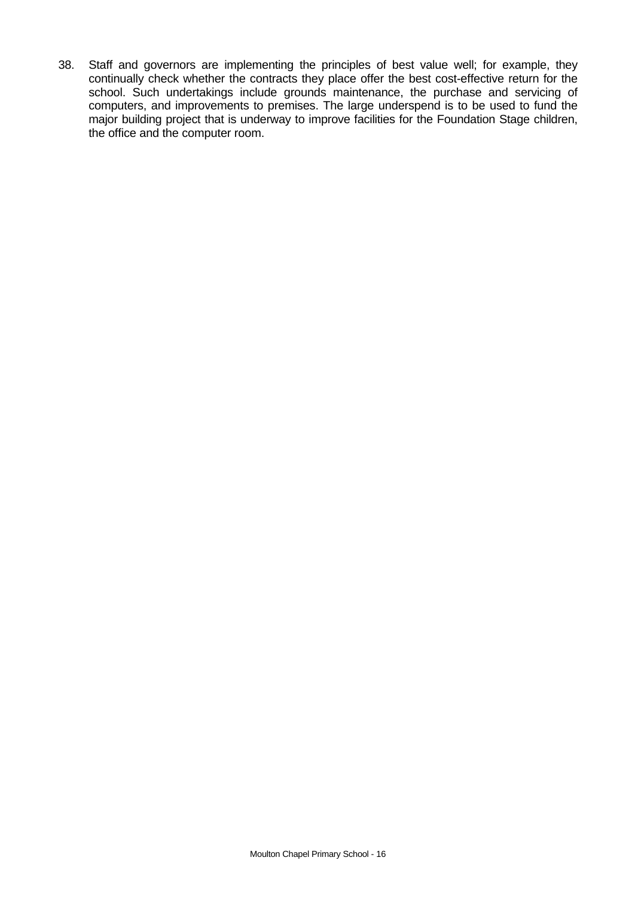38. Staff and governors are implementing the principles of best value well; for example, they continually check whether the contracts they place offer the best cost-effective return for the school. Such undertakings include grounds maintenance, the purchase and servicing of computers, and improvements to premises. The large underspend is to be used to fund the major building project that is underway to improve facilities for the Foundation Stage children, the office and the computer room.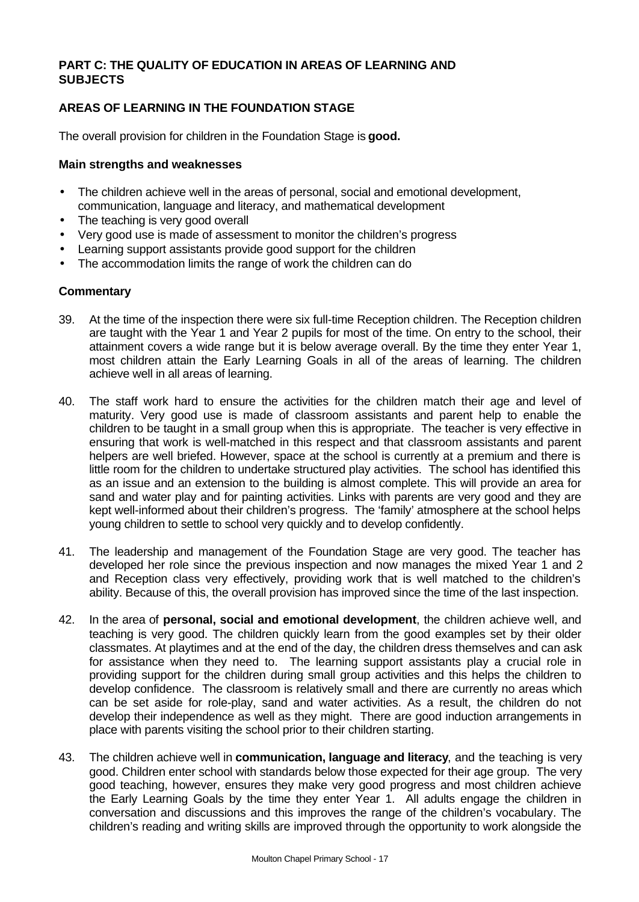**PART C: THE QUALITY OF EDUCATION IN AREAS OF LEARNING AND SUBJECTS**

**AREAS OF LEARNING IN THE FOUNDATION STAGE**

The overall provision for children in the Foundation Stage is **good.**

**Main strengths and weaknesses**

- The children achieve well in the areas of personal, social and emotional development, communication, language and literacy, and mathematical development
- The teaching is very good overall
- Very good use is made of assessment to monitor the children's progress
- Learning support assistants provide good support for the children
- The accommodation limits the range of work the children can do

**Commentary**

39. At the time of the inspection there were six full-time Reception children. The Reception children are taught with the Year 1 and Year 2 pupils for most of the time. On entry to the school, their attainment covers a wide range but it is below average overall. By the time they enter Year 1, most children attain the Early Learning Goals in all of the areas of learning. The children achieve well in all areas of learning.

40. The staff work hard to ensure the activities for the children match their age and level of maturity. Very good use is made of classroom assistants and parent help to enable the children to be taught in a small group when this is appropriate. The teacher is very effective in ensuring that work is well-matched in this respect and that classroom assistants and parent helpers are well briefed. However, space at the school is currently at a premium and there is little room for the children to undertake structured play activities. The school has identified this as an issue and an extension to the building is almost complete. This will provide an area for sand and water play and for painting activities. Links with parents are very good and they are kept well-informed about their children's progress. The 'family' atmosphere at the school helps young children to settle to school very quickly and to develop confidently.

41. The leadership and management of the Foundation Stage are very good. The teacher has developed her role since the previous inspection and now manages the mixed Year 1 and 2 and Reception class very effectively, providing work that is well matched to the children's ability. Because of this, the overall provision has improved since the time of the last inspection.

42. In the area of **personal, social and emotional development**, the children achieve well, and teaching is very good. The children quickly learn from the good examples set by their older classmates. At playtimes and at the end of the day, the children dress themselves and can ask for assistance when they need to. The learning support assistants play a crucial role in providing support for the children during small group activities and this helps the children to develop confidence. The classroom is relatively small and there are currently no areas which can be set aside for role-play, sand and water activities. As a result, the children do not develop their independence as well as they might. There are good induction arrangements in place with parents visiting the school prior to their children starting.

43. The children achieve well in **communication, language and literacy**, and the teaching is very good. Children enter school with standards below those expected for their age group. The very good teaching, however, ensures they make very good progress and most children achieve the Early Learning Goals by the time they enter Year 1. All adults engage the children in conversation and discussions and this improves the range of the children's vocabulary. The children's reading and writing skills are improved through the opportunity to work alongside the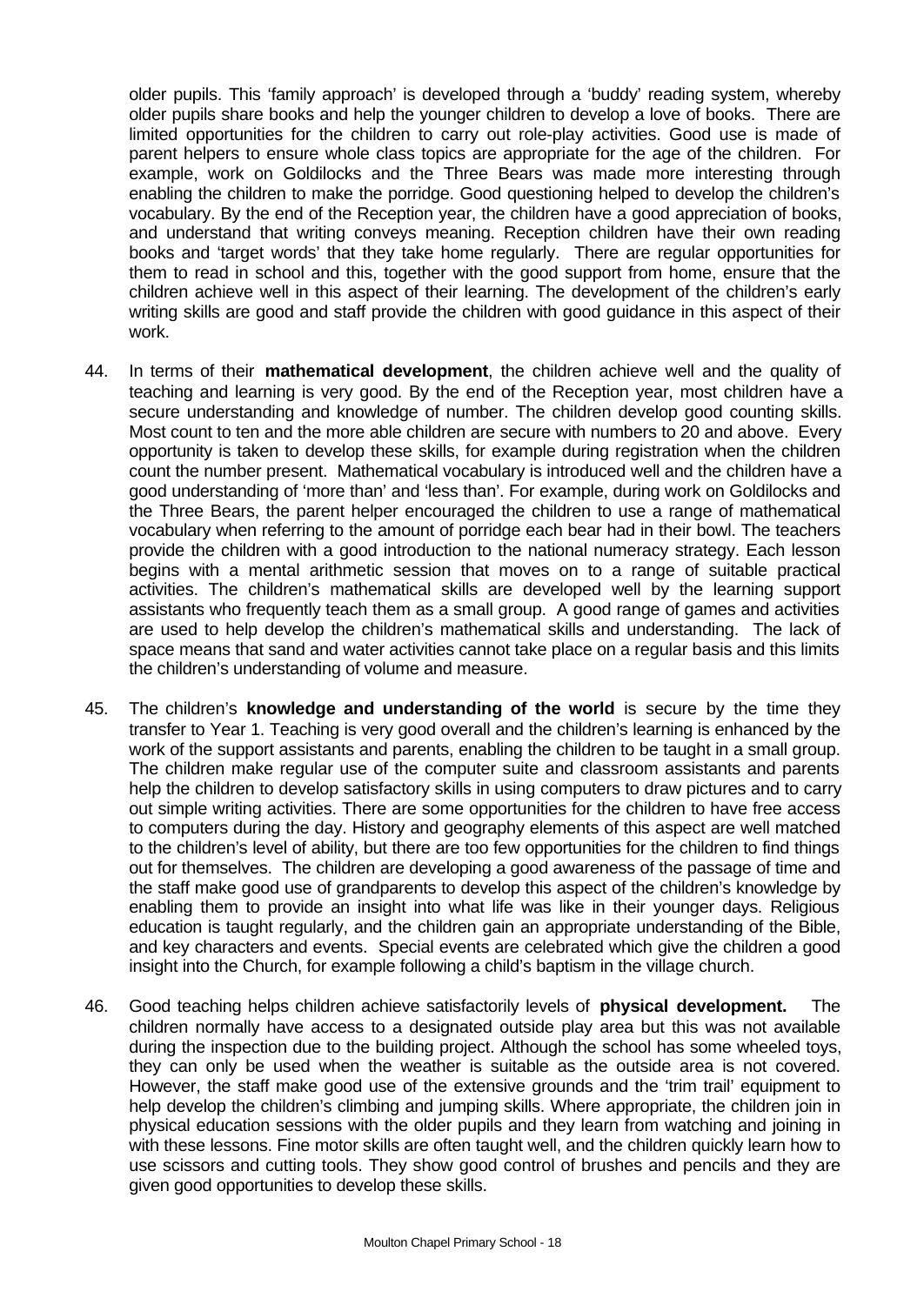older pupils. This 'family approach' is developed through a 'buddy' reading system, whereby older pupils share books and help the younger children to develop a love of books. There are limited opportunities for the children to carry out role-play activities. Good use is made of parent helpers to ensure whole class topics are appropriate for the age of the children. For example, work on Goldilocks and the Three Bears was made more interesting through enabling the children to make the porridge. Good questioning helped to develop the children's vocabulary. By the end of the Reception year, the children have a good appreciation of books, and understand that writing conveys meaning. Reception children have their own reading books and 'target words' that they take home regularly. There are regular opportunities for them to read in school and this, together with the good support from home, ensure that the children achieve well in this aspect of their learning. The development of the children's early writing skills are good and staff provide the children with good guidance in this aspect of their work.

44. In terms of their **mathematical development**, the children achieve well and the quality of teaching and learning is very good. By the end of the Reception year, most children have a secure understanding and knowledge of number. The children develop good counting skills. Most count to ten and the more able children are secure with numbers to 20 and above. Every opportunity is taken to develop these skills, for example during registration when the children count the number present. Mathematical vocabulary is introduced well and the children have a good understanding of 'more than' and 'less than'. For example, during work on Goldilocks and the Three Bears, the parent helper encouraged the children to use a range of mathematical vocabulary when referring to the amount of porridge each bear had in their bowl. The teachers provide the children with a good introduction to the national numeracy strategy. Each lesson begins with a mental arithmetic session that moves on to a range of suitable practical activities. The children's mathematical skills are developed well by the learning support assistants who frequently teach them as a small group. A good range of games and activities are used to help develop the children's mathematical skills and understanding. The lack of space means that sand and water activities cannot take place on a regular basis and this limits the children's understanding of volume and measure.

45. The children's **knowledge and understanding of the world** is secure by the time they transfer to Year 1. Teaching is very good overall and the children's learning is enhanced by the work of the support assistants and parents, enabling the children to be taught in a small group. The children make regular use of the computer suite and classroom assistants and parents help the children to develop satisfactory skills in using computers to draw pictures and to carry out simple writing activities. There are some opportunities for the children to have free access to computers during the day. History and geography elements of this aspect are well matched to the children's level of ability, but there are too few opportunities for the children to find things out for themselves. The children are developing a good awareness of the passage of time and the staff make good use of grandparents to develop this aspect of the children's knowledge by enabling them to provide an insight into what life was like in their younger days. Religious education is taught regularly, and the children gain an appropriate understanding of the Bible, and key characters and events. Special events are celebrated which give the children a good insight into the Church, for example following a child's baptism in the village church.

46. Good teaching helps children achieve satisfactorily levels of **physical development.** The children normally have access to a designated outside play area but this was not available during the inspection due to the building project. Although the school has some wheeled toys, they can only be used when the weather is suitable as the outside area is not covered. However, the staff make good use of the extensive grounds and the 'trim trail' equipment to help develop the children's climbing and jumping skills. Where appropriate, the children join in physical education sessions with the older pupils and they learn from watching and joining in with these lessons. Fine motor skills are often taught well, and the children quickly learn how to use scissors and cutting tools. They show good control of brushes and pencils and they are given good opportunities to develop these skills.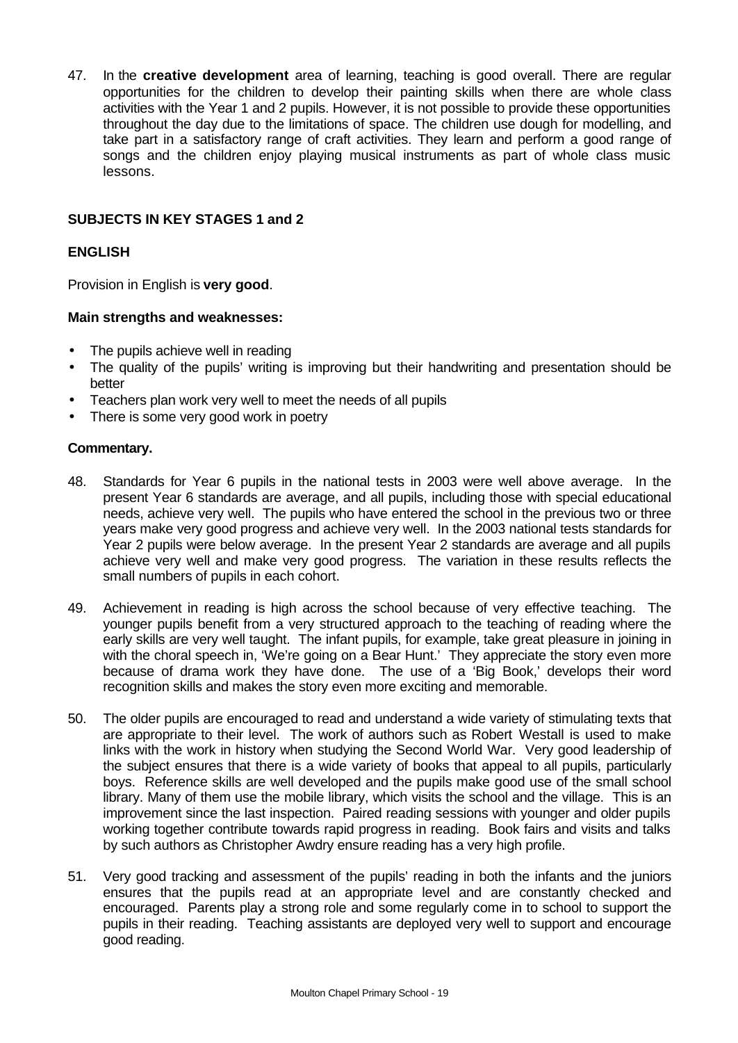47. In the **creative development** area of learning, teaching is good overall. There are regular opportunities for the children to develop their painting skills when there are whole class activities with the Year 1 and 2 pupils. However, it is not possible to provide these opportunities throughout the day due to the limitations of space. The children use dough for modelling, and take part in a satisfactory range of craft activities. They learn and perform a good range of songs and the children enjoy playing musical instruments as part of whole class music lessons.

## SUBJECTS IN KEY STAGES 1 and 2

### ENGLISH

Provision in English is **very good**.

**Main strengths and weaknesses:**

- The pupils achieve well in reading
- The quality of the pupils' writing is improving but their handwriting and presentation should be better
- Teachers plan work very well to meet the needs of all pupils
- There is some very good work in poetry

**Commentary.**

48. Standards for Year 6 pupils in the national tests in 2003 were well above average. In the present Year 6 standards are average, and all pupils, including those with special educational needs, achieve very well. The pupils who have entered the school in the previous two or three years make very good progress and achieve very well. In the 2003 national tests standards for Year 2 pupils were below average. In the present Year 2 standards are average and all pupils achieve very well and make very good progress. The variation in these results reflects the small numbers of pupils in each cohort.

49. Achievement in reading is high across the school because of very effective teaching. The younger pupils benefit from a very structured approach to the teaching of reading where the early skills are very well taught. The infant pupils, for example, take great pleasure in joining in with the choral speech in, 'We're going on a Bear Hunt.' They appreciate the story even more because of drama work they have done. The use of a 'Big Book,' develops their word recognition skills and makes the story even more exciting and memorable.

50. The older pupils are encouraged to read and understand a wide variety of stimulating texts that are appropriate to their level. The work of authors such as Robert Westall is used to make links with the work in history when studying the Second World War. Very good leadership of the subject ensures that there is a wide variety of books that appeal to all pupils, particularly boys. Reference skills are well developed and the pupils make good use of the small school library. Many of them use the mobile library, which visits the school and the village. This is an improvement since the last inspection. Paired reading sessions with younger and older pupils working together contribute towards rapid progress in reading. Book fairs and visits and talks by such authors as Christopher Awdry ensure reading has a very high profile.

51. Very good tracking and assessment of the pupils' reading in both the infants and the juniors ensures that the pupils read at an appropriate level and are constantly checked and encouraged. Parents play a strong role and some regularly come in to school to support the pupils in their reading. Teaching assistants are deployed very well to support and encourage good reading.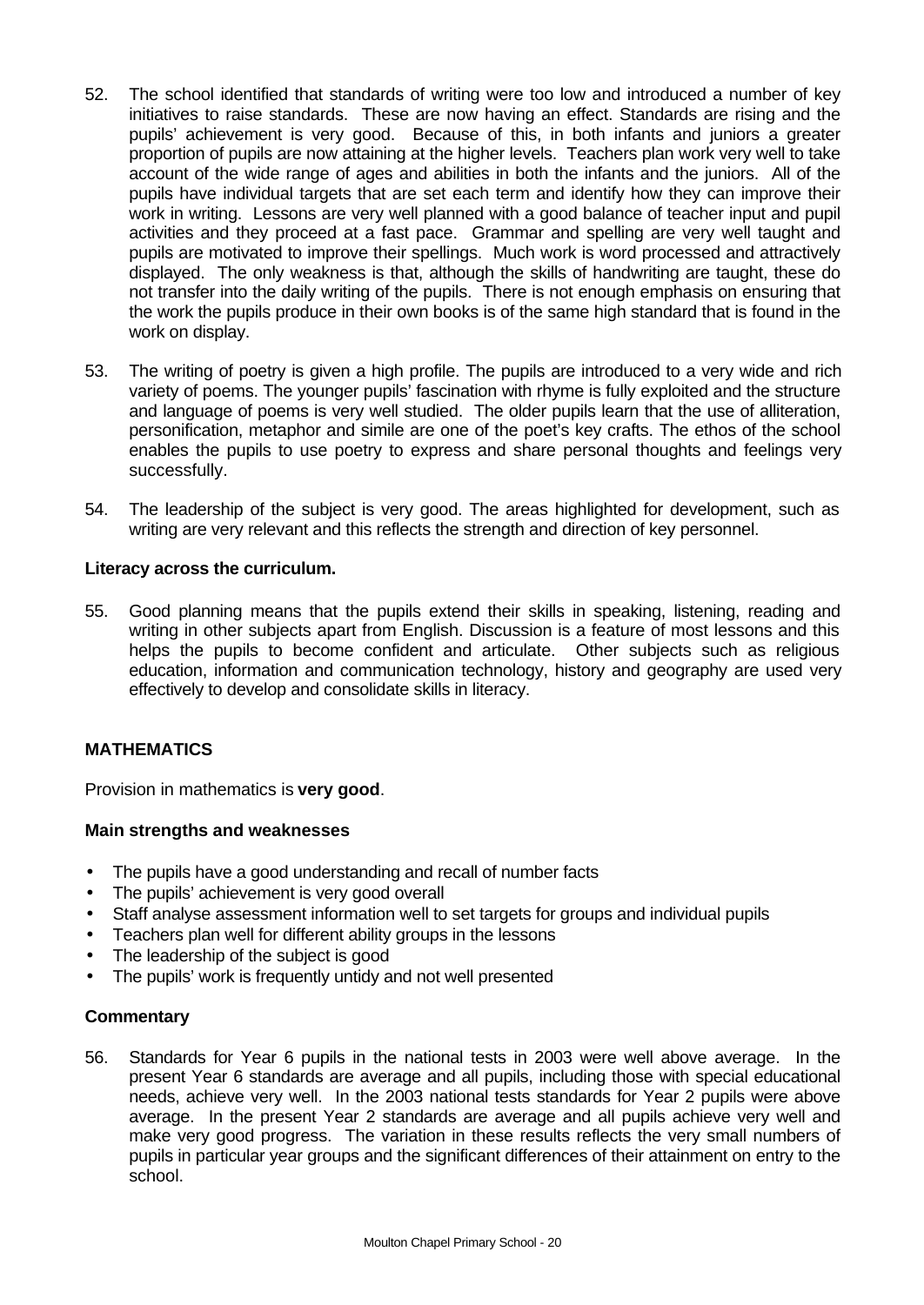52. The school identified that standards of writing were too low and introduced a number of key initiatives to raise standards. These are now having an effect. Standards are rising and the pupils' achievement is very good. Because of this, in both infants and juniors a greater proportion of pupils are now attaining at the higher levels. Teachers plan work very well to take account of the wide range of ages and abilities in both the infants and the juniors. All of the pupils have individual targets that are set each term and identify how they can improve their work in writing. Lessons are very well planned with a good balance of teacher input and pupil activities and they proceed at a fast pace. Grammar and spelling are very well taught and pupils are motivated to improve their spellings. Much work is word processed and attractively displayed. The only weakness is that, although the skills of handwriting are taught, these do not transfer into the daily writing of the pupils. There is not enough emphasis on ensuring that the work the pupils produce in their own books is of the same high standard that is found in the work on display.

53. The writing of poetry is given a high profile. The pupils are introduced to a very wide and rich variety of poems. The younger pupils' fascination with rhyme is fully exploited and the structure and language of poems is very well studied. The older pupils learn that the use of alliteration, personification, metaphor and simile are one of the poet's key crafts. The ethos of the school enables the pupils to use poetry to express and share personal thoughts and feelings very successfully.

54. The leadership of the subject is very good. The areas highlighted for development, such as writing are very relevant and this reflects the strength and direction of key personnel.

**Literacy across the curriculum.**

55. Good planning means that the pupils extend their skills in speaking, listening, reading and writing in other subjects apart from English. Discussion is a feature of most lessons and this helps the pupils to become confident and articulate. Other subjects such as religious education, information and communication technology, history and geography are used very effectively to develop and consolidate skills in literacy.

## MATHEMATICS

Provision in mathematics is **very good**.

**Main strengths and weaknesses**

- The pupils have a good understanding and recall of number facts
- The pupils' achievement is very good overall
- Staff analyse assessment information well to set targets for groups and individual pupils
- Teachers plan well for different ability groups in the lessons
- The leadership of the subject is good
- The pupils' work is frequently untidy and not well presented

**Commentary**

56. Standards for Year 6 pupils in the national tests in 2003 were well above average. In the present Year 6 standards are average and all pupils, including those with special educational needs, achieve very well. In the 2003 national tests standards for Year 2 pupils were above average. In the present Year 2 standards are average and all pupils achieve very well and make very good progress. The variation in these results reflects the very small numbers of pupils in particular year groups and the significant differences of their attainment on entry to the school.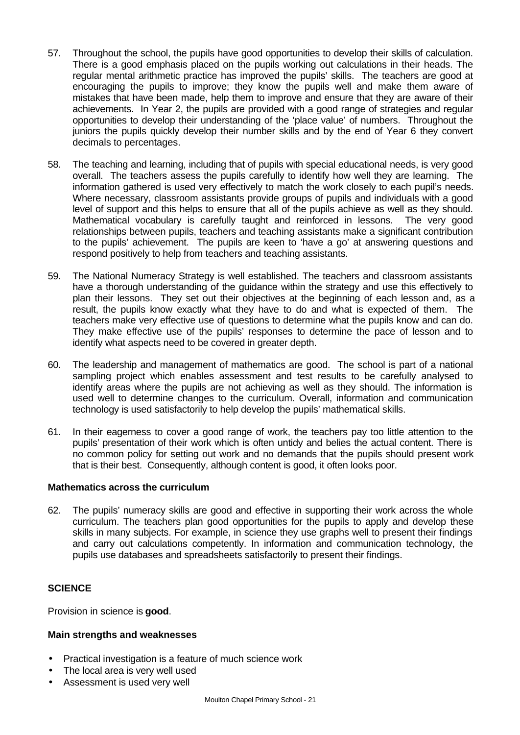57. Throughout the school, the pupils have good opportunities to develop their skills of calculation. There is a good emphasis placed on the pupils working out calculations in their heads. The regular mental arithmetic practice has improved the pupils' skills. The teachers are good at encouraging the pupils to improve; they know the pupils well and make them aware of mistakes that have been made, help them to improve and ensure that they are aware of their achievements. In Year 2, the pupils are provided with a good range of strategies and regular opportunities to develop their understanding of the 'place value' of numbers. Throughout the juniors the pupils quickly develop their number skills and by the end of Year 6 they convert decimals to percentages.

58. The teaching and learning, including that of pupils with special educational needs, is very good overall. The teachers assess the pupils carefully to identify how well they are learning. The information gathered is used very effectively to match the work closely to each pupil's needs. Where necessary, classroom assistants provide groups of pupils and individuals with a good level of support and this helps to ensure that all of the pupils achieve as well as they should. Mathematical vocabulary is carefully taught and reinforced in lessons. The very good relationships between pupils, teachers and teaching assistants make a significant contribution to the pupils' achievement. The pupils are keen to 'have a go' at answering questions and respond positively to help from teachers and teaching assistants.

59. The National Numeracy Strategy is well established. The teachers and classroom assistants have a thorough understanding of the guidance within the strategy and use this effectively to plan their lessons. They set out their objectives at the beginning of each lesson and, as a result, the pupils know exactly what they have to do and what is expected of them. The teachers make very effective use of questions to determine what the pupils know and can do. They make effective use of the pupils' responses to determine the pace of lesson and to identify what aspects need to be covered in greater depth.

60. The leadership and management of mathematics are good. The school is part of a national sampling project which enables assessment and test results to be carefully analysed to identify areas where the pupils are not achieving as well as they should. The information is used well to determine changes to the curriculum. Overall, information and communication technology is used satisfactorily to help develop the pupils' mathematical skills.

61. In their eagerness to cover a good range of work, the teachers pay too little attention to the pupils' presentation of their work which is often untidy and belies the actual content. There is no common policy for setting out work and no demands that the pupils should present work that is their best. Consequently, although content is good, it often looks poor.

**Mathematics across the curriculum**

62. The pupils' numeracy skills are good and effective in supporting their work across the whole curriculum. The teachers plan good opportunities for the pupils to apply and develop these skills in many subjects. For example, in science they use graphs well to present their findings and carry out calculations competently. In information and communication technology, the pupils use databases and spreadsheets satisfactorily to present their findings.

**SCIENCE**

Provision in science is **good**.

**Main strengths and weaknesses**

- Practical investigation is a feature of much science work
- The local area is very well used
- Assessment is used very well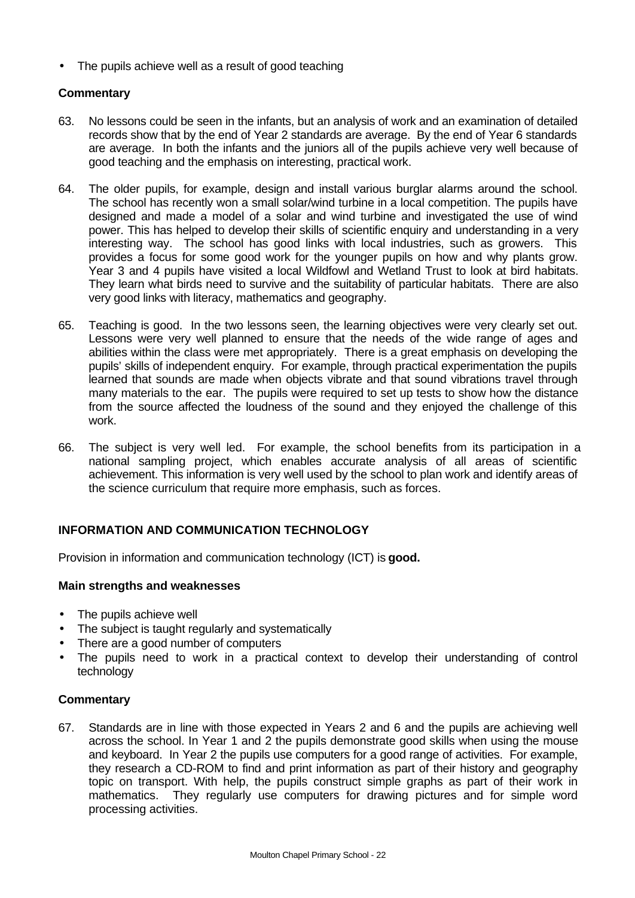- The pupils achieve well as a result of good teaching

**Commentary**

63. No lessons could be seen in the infants, but an analysis of work and an examination of detailed records show that by the end of Year 2 standards are average. By the end of Year 6 standards are average. In both the infants and the juniors all of the pupils achieve very well because of good teaching and the emphasis on interesting, practical work.

64. The older pupils, for example, design and install various burglar alarms around the school. The school has recently won a small solar/wind turbine in a local competition. The pupils have designed and made a model of a solar and wind turbine and investigated the use of wind power. This has helped to develop their skills of scientific enquiry and understanding in a very interesting way. The school has good links with local industries, such as growers. This provides a focus for some good work for the younger pupils on how and why plants grow. Year 3 and 4 pupils have visited a local Wildfowl and Wetland Trust to look at bird habitats. They learn what birds need to survive and the suitability of particular habitats. There are also very good links with literacy, mathematics and geography.

65. Teaching is good. In the two lessons seen, the learning objectives were very clearly set out. Lessons were very well planned to ensure that the needs of the wide range of ages and abilities within the class were met appropriately. There is a great emphasis on developing the pupils' skills of independent enquiry. For example, through practical experimentation the pupils learned that sounds are made when objects vibrate and that sound vibrations travel through many materials to the ear. The pupils were required to set up tests to show how the distance from the source affected the loudness of the sound and they enjoyed the challenge of this work.

66. The subject is very well led. For example, the school benefits from its participation in a national sampling project, which enables accurate analysis of all areas of scientific achievement. This information is very well used by the school to plan work and identify areas of the science curriculum that require more emphasis, such as forces.

## INFORMATION AND COMMUNICATION TECHNOLOGY

Provision in information and communication technology (ICT) is **good.**

**Main strengths and weaknesses**

- The pupils achieve well
- The subject is taught regularly and systematically
- There are a good number of computers
- The pupils need to work in a practical context to develop their understanding of control technology

**Commentary**

67. Standards are in line with those expected in Years 2 and 6 and the pupils are achieving well across the school. In Year 1 and 2 the pupils demonstrate good skills when using the mouse and keyboard. In Year 2 the pupils use computers for a good range of activities. For example, they research a CD-ROM to find and print information as part of their history and geography topic on transport. With help, the pupils construct simple graphs as part of their work in mathematics. They regularly use computers for drawing pictures and for simple word processing activities.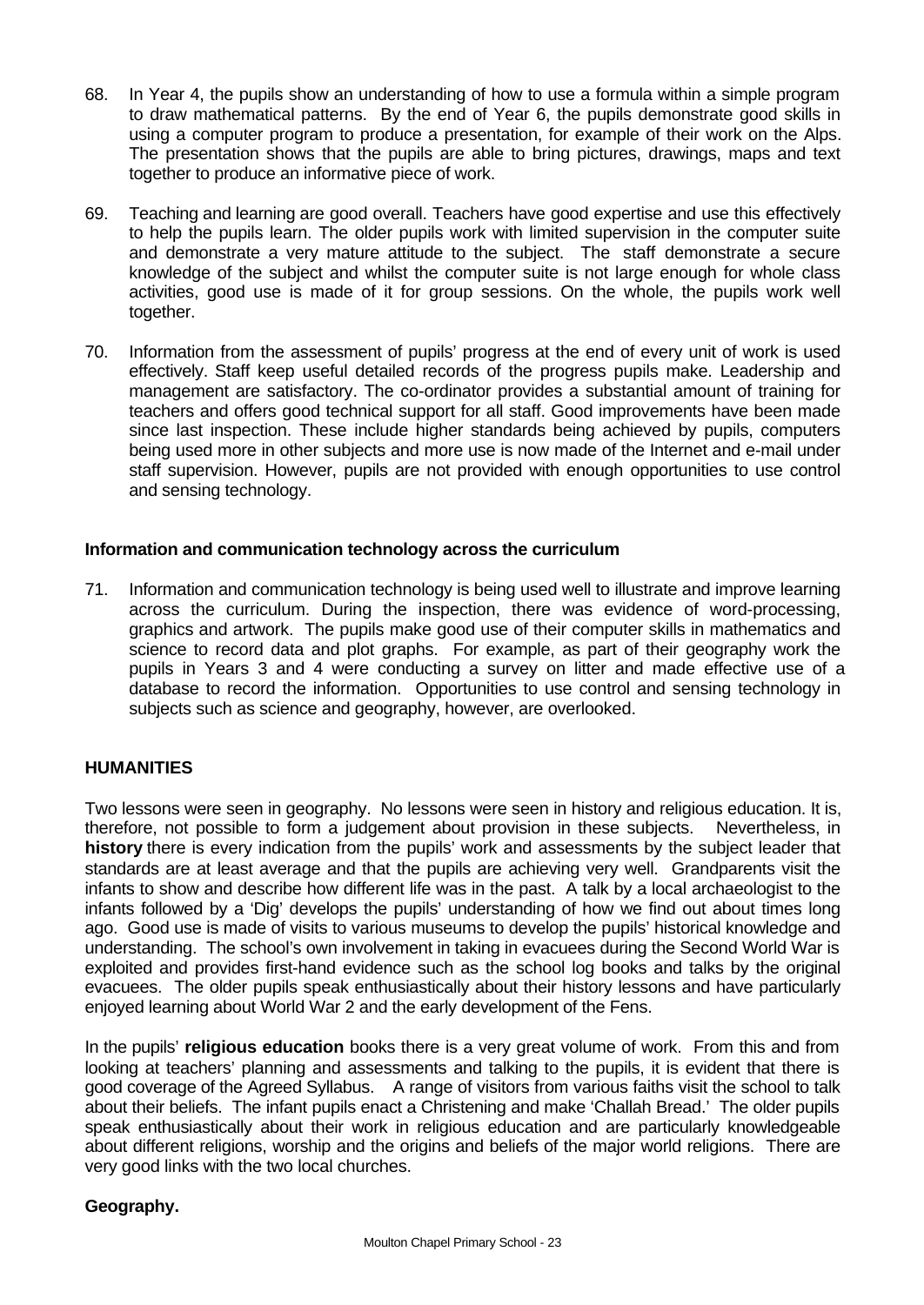68. In Year 4, the pupils show an understanding of how to use a formula within a simple program to draw mathematical patterns. By the end of Year 6, the pupils demonstrate good skills in using a computer program to produce a presentation, for example of their work on the Alps. The presentation shows that the pupils are able to bring pictures, drawings, maps and text together to produce an informative piece of work.

69. Teaching and learning are good overall. Teachers have good expertise and use this effectively to help the pupils learn. The older pupils work with limited supervision in the computer suite and demonstrate a very mature attitude to the subject. The staff demonstrate a secure knowledge of the subject and whilst the computer suite is not large enough for whole class activities, good use is made of it for group sessions. On the whole, the pupils work well together.

70. Information from the assessment of pupils' progress at the end of every unit of work is used effectively. Staff keep useful detailed records of the progress pupils make. Leadership and management are satisfactory. The co-ordinator provides a substantial amount of training for teachers and offers good technical support for all staff. Good improvements have been made since last inspection. These include higher standards being achieved by pupils, computers being used more in other subjects and more use is now made of the Internet and e-mail under staff supervision. However, pupils are not provided with enough opportunities to use control and sensing technology.

### Information and communication technology across the curriculum

71. Information and communication technology is being used well to illustrate and improve learning across the curriculum. During the inspection, there was evidence of word-processing, graphics and artwork. The pupils make good use of their computer skills in mathematics and science to record data and plot graphs. For example, as part of their geography work the pupils in Years 3 and 4 were conducting a survey on litter and made effective use of a database to record the information. Opportunities to use control and sensing technology in subjects such as science and geography, however, are overlooked.

## HUMANITIES

Two lessons were seen in geography. No lessons were seen in history and religious education. It is, therefore, not possible to form a judgement about provision in these subjects. Nevertheless, in **history** there is every indication from the pupils' work and assessments by the subject leader that standards are at least average and that the pupils are achieving very well. Grandparents visit the infants to show and describe how different life was in the past. A talk by a local archaeologist to the infants followed by a 'Dig' develops the pupils' understanding of how we find out about times long ago. Good use is made of visits to various museums to develop the pupils' historical knowledge and understanding. The school's own involvement in taking in evacuees during the Second World War is exploited and provides first-hand evidence such as the school log books and talks by the original evacuees. The older pupils speak enthusiastically about their history lessons and have particularly enjoyed learning about World War 2 and the early development of the Fens.

In the pupils' **religious education** books there is a very great volume of work. From this and from looking at teachers' planning and assessments and talking to the pupils, it is evident that there is good coverage of the Agreed Syllabus. A range of visitors from various faiths visit the school to talk about their beliefs. The infant pupils enact a Christening and make 'Challah Bread.' The older pupils speak enthusiastically about their work in religious education and are particularly knowledgeable about different religions, worship and the origins and beliefs of the major world religions. There are very good links with the two local churches.

### Geography.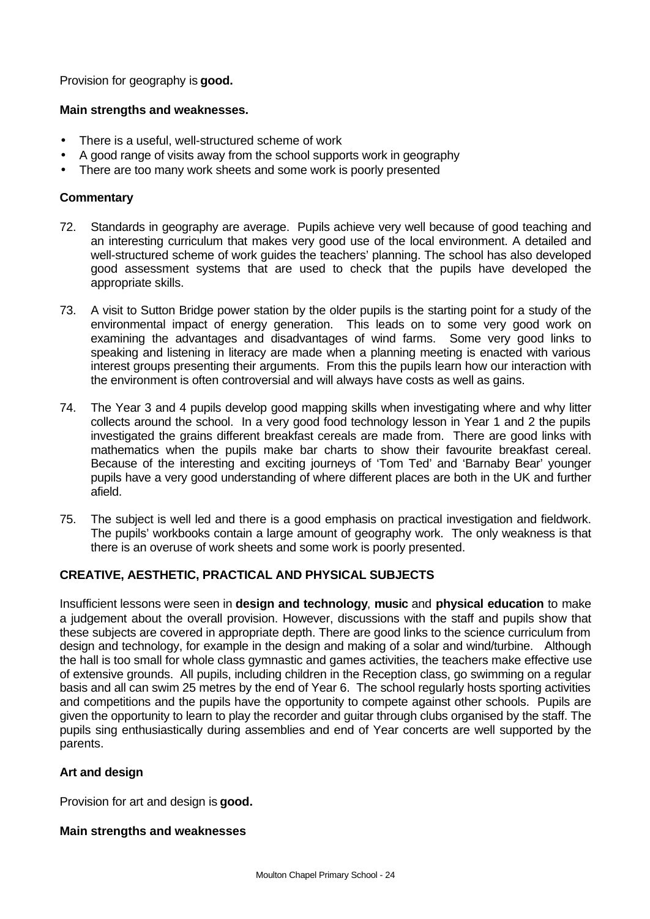Provision for geography is **good.**

**Main strengths and weaknesses.**

- There is a useful, well-structured scheme of work
- A good range of visits away from the school supports work in geography
- There are too many work sheets and some work is poorly presented

**Commentary**

72. Standards in geography are average. Pupils achieve very well because of good teaching and an interesting curriculum that makes very good use of the local environment. A detailed and well-structured scheme of work guides the teachers' planning. The school has also developed good assessment systems that are used to check that the pupils have developed the appropriate skills.

73. A visit to Sutton Bridge power station by the older pupils is the starting point for a study of the environmental impact of energy generation. This leads on to some very good work on examining the advantages and disadvantages of wind farms. Some very good links to speaking and listening in literacy are made when a planning meeting is enacted with various interest groups presenting their arguments. From this the pupils learn how our interaction with the environment is often controversial and will always have costs as well as gains.

74. The Year 3 and 4 pupils develop good mapping skills when investigating where and why litter collects around the school. In a very good food technology lesson in Year 1 and 2 the pupils investigated the grains different breakfast cereals are made from. There are good links with mathematics when the pupils make bar charts to show their favourite breakfast cereal. Because of the interesting and exciting journeys of 'Tom Ted' and 'Barnaby Bear' younger pupils have a very good understanding of where different places are both in the UK and further afield.

75. The subject is well led and there is a good emphasis on practical investigation and fieldwork. The pupils' workbooks contain a large amount of geography work. The only weakness is that there is an overuse of work sheets and some work is poorly presented.

**CREATIVE, AESTHETIC, PRACTICAL AND PHYSICAL SUBJECTS**

Insufficient lessons were seen in **design and technology**, **music** and **physical education** to make a judgement about the overall provision. However, discussions with the staff and pupils show that these subjects are covered in appropriate depth. There are good links to the science curriculum from design and technology, for example in the design and making of a solar and wind/turbine. Although the hall is too small for whole class gymnastic and games activities, the teachers make effective use of extensive grounds. All pupils, including children in the Reception class, go swimming on a regular basis and all can swim 25 metres by the end of Year 6. The school regularly hosts sporting activities and competitions and the pupils have the opportunity to compete against other schools. Pupils are given the opportunity to learn to play the recorder and guitar through clubs organised by the staff. The pupils sing enthusiastically during assemblies and end of Year concerts are well supported by the parents.

**Art and design**

Provision for art and design is **good.**

**Main strengths and weaknesses**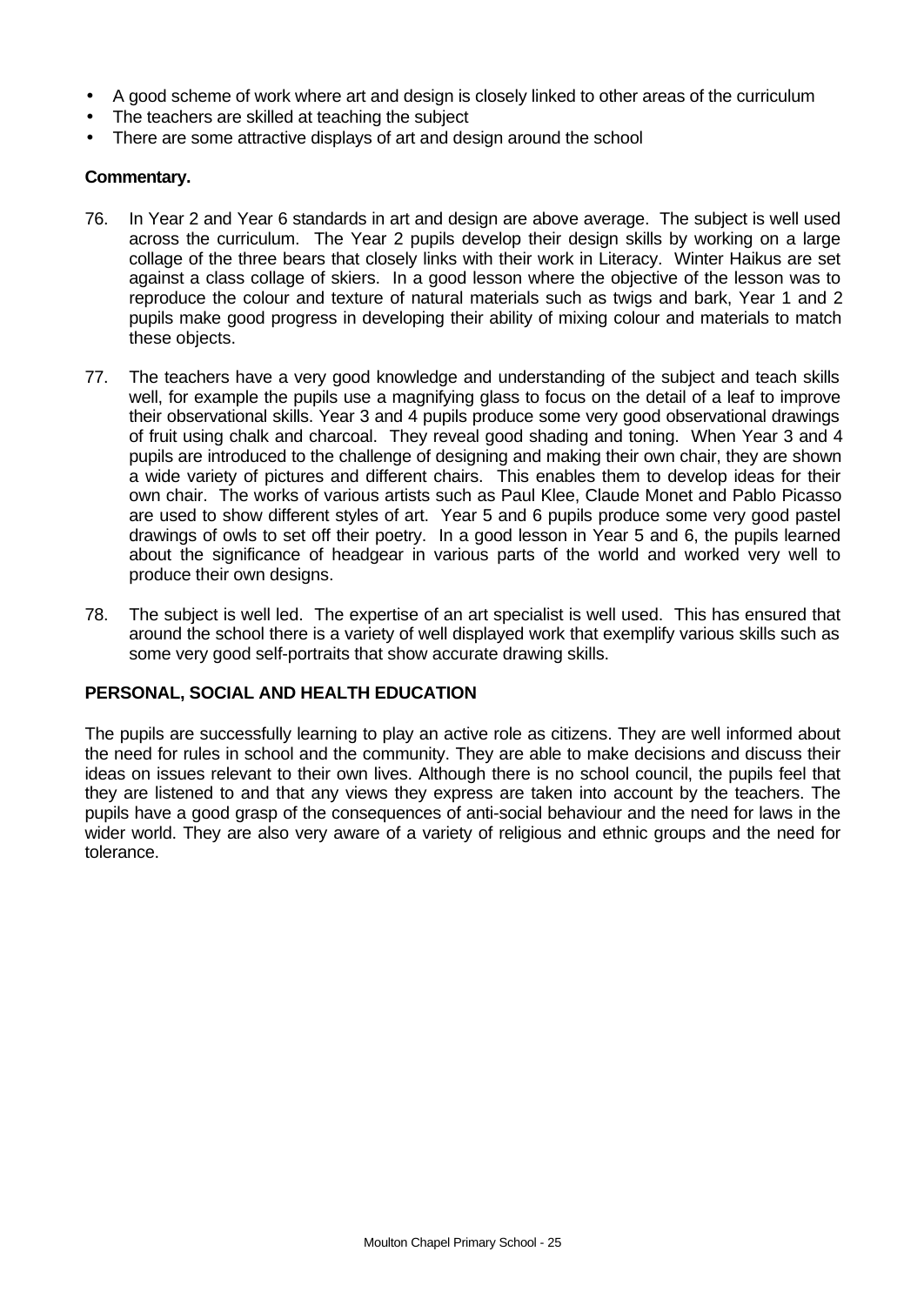- A good scheme of work where art and design is closely linked to other areas of the curriculum
- The teachers are skilled at teaching the subject
- There are some attractive displays of art and design around the school

**Commentary.**

76. In Year 2 and Year 6 standards in art and design are above average. The subject is well used across the curriculum. The Year 2 pupils develop their design skills by working on a large collage of the three bears that closely links with their work in Literacy. Winter Haikus are set against a class collage of skiers. In a good lesson where the objective of the lesson was to reproduce the colour and texture of natural materials such as twigs and bark, Year 1 and 2 pupils make good progress in developing their ability of mixing colour and materials to match these objects.

77. The teachers have a very good knowledge and understanding of the subject and teach skills well, for example the pupils use a magnifying glass to focus on the detail of a leaf to improve their observational skills. Year 3 and 4 pupils produce some very good observational drawings of fruit using chalk and charcoal. They reveal good shading and toning. When Year 3 and 4 pupils are introduced to the challenge of designing and making their own chair, they are shown a wide variety of pictures and different chairs. This enables them to develop ideas for their own chair. The works of various artists such as Paul Klee, Claude Monet and Pablo Picasso are used to show different styles of art. Year 5 and 6 pupils produce some very good pastel drawings of owls to set off their poetry. In a good lesson in Year 5 and 6, the pupils learned about the significance of headgear in various parts of the world and worked very well to produce their own designs.

78. The subject is well led. The expertise of an art specialist is well used. This has ensured that around the school there is a variety of well displayed work that exemplify various skills such as some very good self-portraits that show accurate drawing skills.

## PERSONAL, SOCIAL AND HEALTH EDUCATION

The pupils are successfully learning to play an active role as citizens. They are well informed about the need for rules in school and the community. They are able to make decisions and discuss their ideas on issues relevant to their own lives. Although there is no school council, the pupils feel that they are listened to and that any views they express are taken into account by the teachers. The pupils have a good grasp of the consequences of anti-social behaviour and the need for laws in the wider world. They are also very aware of a variety of religious and ethnic groups and the need for tolerance.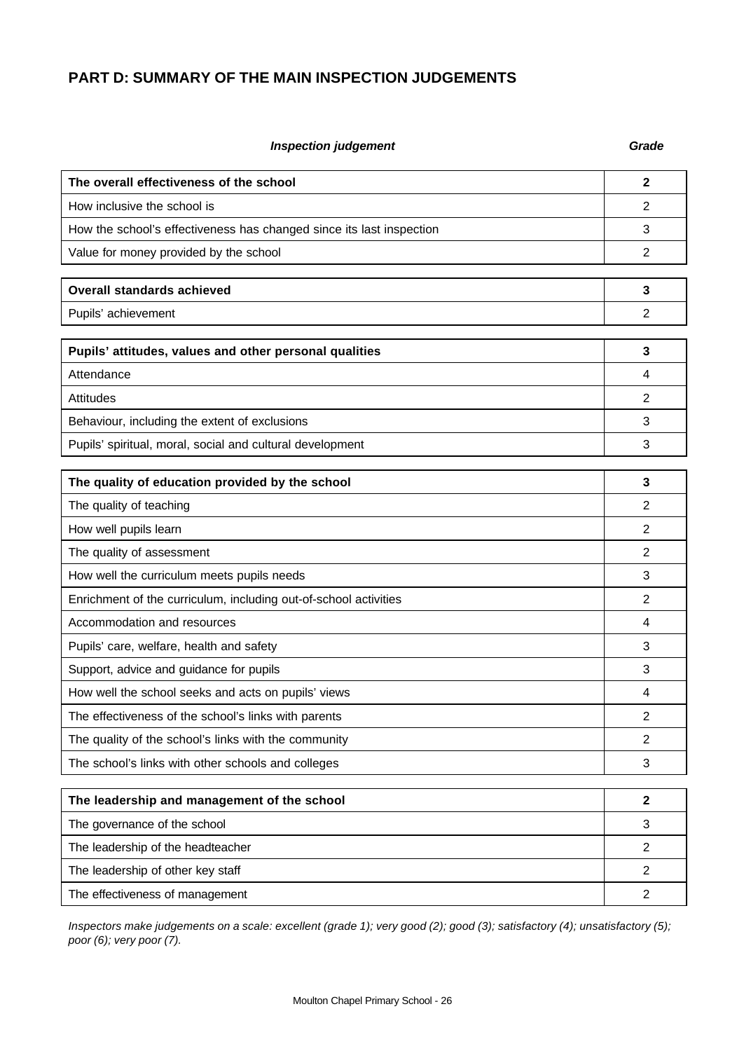## PART D: SUMMARY OF THE MAIN INSPECTION JUDGEMENTS

| ***Inspection judgement*** | ***Grade*** |
|---|---|
| **The overall effectiveness of the school** | **2** |
| How inclusive the school is | 2 |
| How the school's effectiveness has changed since its last inspection | 3 |
| Value for money provided by the school | 2 |
| **Overall standards achieved** | **3** |
| Pupils' achievement | 2 |
| **Pupils' attitudes, values and other personal qualities** | **3** |
| Attendance | 4 |
| Attitudes | 2 |
| Behaviour, including the extent of exclusions | 3 |
| Pupils' spiritual, moral, social and cultural development | 3 |
| **The quality of education provided by the school** | **3** |
| The quality of teaching | 2 |
| How well pupils learn | 2 |
| The quality of assessment | 2 |
| How well the curriculum meets pupils needs | 3 |
| Enrichment of the curriculum, including out-of-school activities | 2 |
| Accommodation and resources | 4 |
| Pupils' care, welfare, health and safety | 3 |
| Support, advice and guidance for pupils | 3 |
| How well the school seeks and acts on pupils' views | 4 |
| The effectiveness of the school's links with parents | 2 |
| The quality of the school's links with the community | 2 |
| The school's links with other schools and colleges | 3 |
| **The leadership and management of the school** | **2** |
| The governance of the school | 3 |
| The leadership of the headteacher | 2 |
| The leadership of other key staff | 2 |
| The effectiveness of management | 2 |

*Inspectors make judgements on a scale: excellent (grade 1); very good (2); good (3); satisfactory (4); unsatisfactory (5); poor (6); very poor (7).*